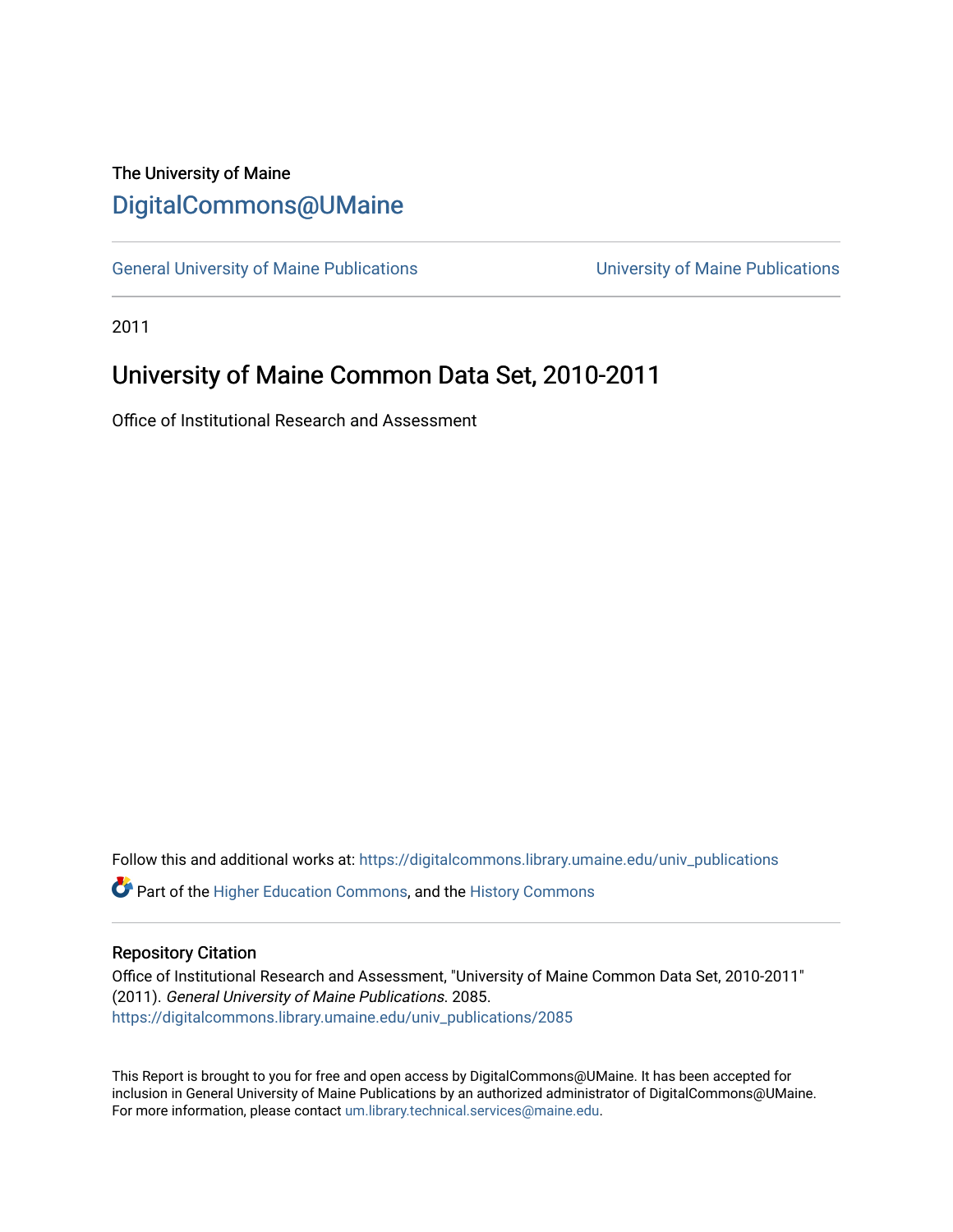The University of Maine

# DigitalCommons@UMaine

General University of Maine Publications | University of Maine Publications

2011

## University of Maine Common Data Set, 2010-2011

Office of Institutional Research and Assessment

Follow this and additional works at: https://digitalcommons.library.umaine.edu/univ_publications

Part of the Higher Education Commons, and the History Commons

### Repository Citation

Office of Institutional Research and Assessment, "University of Maine Common Data Set, 2010-2011" (2011). *General University of Maine Publications*. 2085.
https://digitalcommons.library.umaine.edu/univ_publications/2085

This Report is brought to you for free and open access by DigitalCommons@UMaine. It has been accepted for inclusion in General University of Maine Publications by an authorized administrator of DigitalCommons@UMaine. For more information, please contact um.library.technical.services@maine.edu.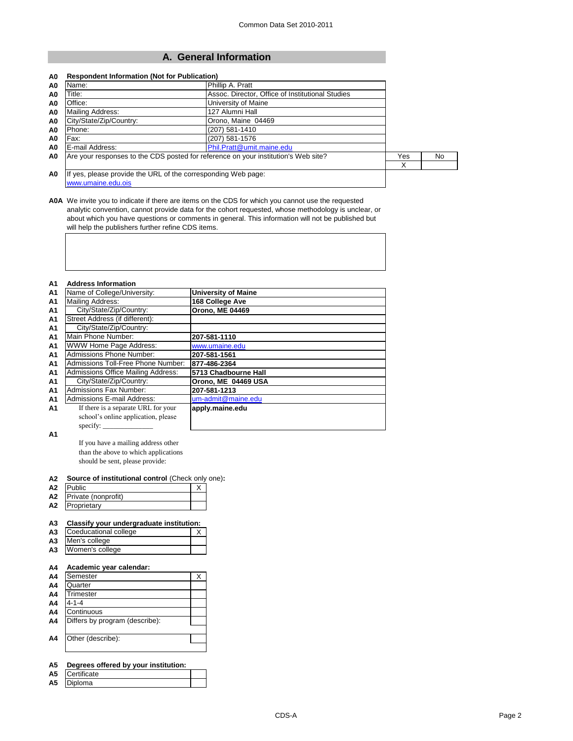## A. General Information

**A0 Respondent Information (Not for Publication)**

| | | |
|---|---|---|
| A0 | Name: | Phillip A. Pratt |
| A0 | Title: | Assoc. Director, Office of Institutional Studies |
| A0 | Office: | University of Maine |
| A0 | Mailing Address: | 127 Alumni Hall |
| A0 | City/State/Zip/Country: | Orono, Maine 04469 |
| A0 | Phone: | (207) 581-1410 |
| A0 | Fax: | (207) 581-1576 |
| A0 | E-mail Address: | Phil.Pratt@umit.maine.edu |

| | | Yes | No |
|---|---|---|---|
| A0 | Are your responses to the CDS posted for reference on your institution's Web site? | X | |

A0 If yes, please provide the URL of the corresponding Web page:
www.umaine.edu.ois

**A0A** We invite you to indicate if there are items on the CDS for which you cannot use the requested analytic convention, cannot provide data for the cohort requested, whose methodology is unclear, or about which you have questions or comments in general. This information will not be published but will help the publishers further refine CDS items.

**A1 Address Information**

| | | |
|---|---|---|
| A1 | Name of College/University: | **University of Maine** |
| A1 | Mailing Address: | **168 College Ave** |
| A1 | City/State/Zip/Country: | **Orono, ME 04469** |
| A1 | Street Address (if different): | |
| A1 | City/State/Zip/Country: | |
| A1 | Main Phone Number: | **207-581-1110** |
| A1 | WWW Home Page Address: | www.umaine.edu |
| A1 | Admissions Phone Number: | **207-581-1561** |
| A1 | Admissions Toll-Free Phone Number: | **877-486-2364** |
| A1 | Admissions Office Mailing Address: | **5713 Chadbourne Hall** |
| A1 | City/State/Zip/Country: | **Orono, ME 04469 USA** |
| A1 | Admissions Fax Number: | **207-581-1213** |
| A1 | Admissions E-mail Address: | um-admit@maine.edu |
| A1 | If there is a separate URL for your school's online application, please specify: ______________ | **apply.maine.edu** |

A1 If you have a mailing address other than the above to which applications should be sent, please provide:

**A2 Source of institutional control** (Check only one)**:**

| | | |
|---|---|---|
| A2 | Public | X |
| A2 | Private (nonprofit) | |
| A2 | Proprietary | |

**A3 Classify your undergraduate institution:**

| | | |
|---|---|---|
| A3 | Coeducational college | X |
| A3 | Men's college | |
| A3 | Women's college | |

**A4 Academic year calendar:**

| | | |
|---|---|---|
| A4 | Semester | X |
| A4 | Quarter | |
| A4 | Trimester | |
| A4 | 4-1-4 | |
| A4 | Continuous | |
| A4 | Differs by program (describe): | |
| A4 | Other (describe): | |

**A5 Degrees offered by your institution:**

| | | |
|---|---|---|
| A5 | Certificate | |
| A5 | Diploma | |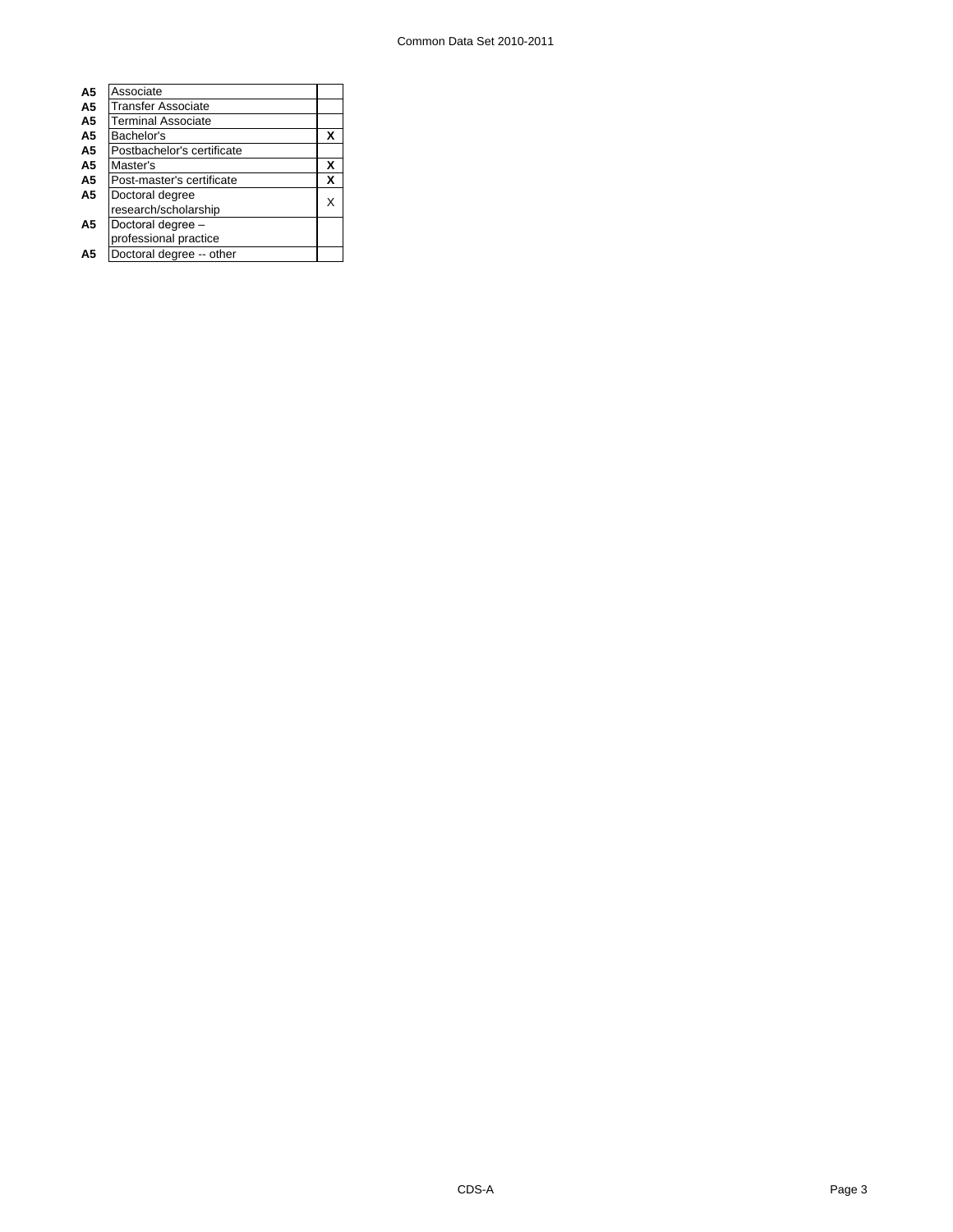| | | |
|---|---|---|
| **A5** | Associate | |
| **A5** | Transfer Associate | |
| **A5** | Terminal Associate | |
| **A5** | Bachelor's | **X** |
| **A5** | Postbachelor's certificate | |
| **A5** | Master's | **X** |
| **A5** | Post-master's certificate | **X** |
| **A5** | Doctoral degree research/scholarship | X |
| **A5** | Doctoral degree – professional practice | |
| **A5** | Doctoral degree -- other | |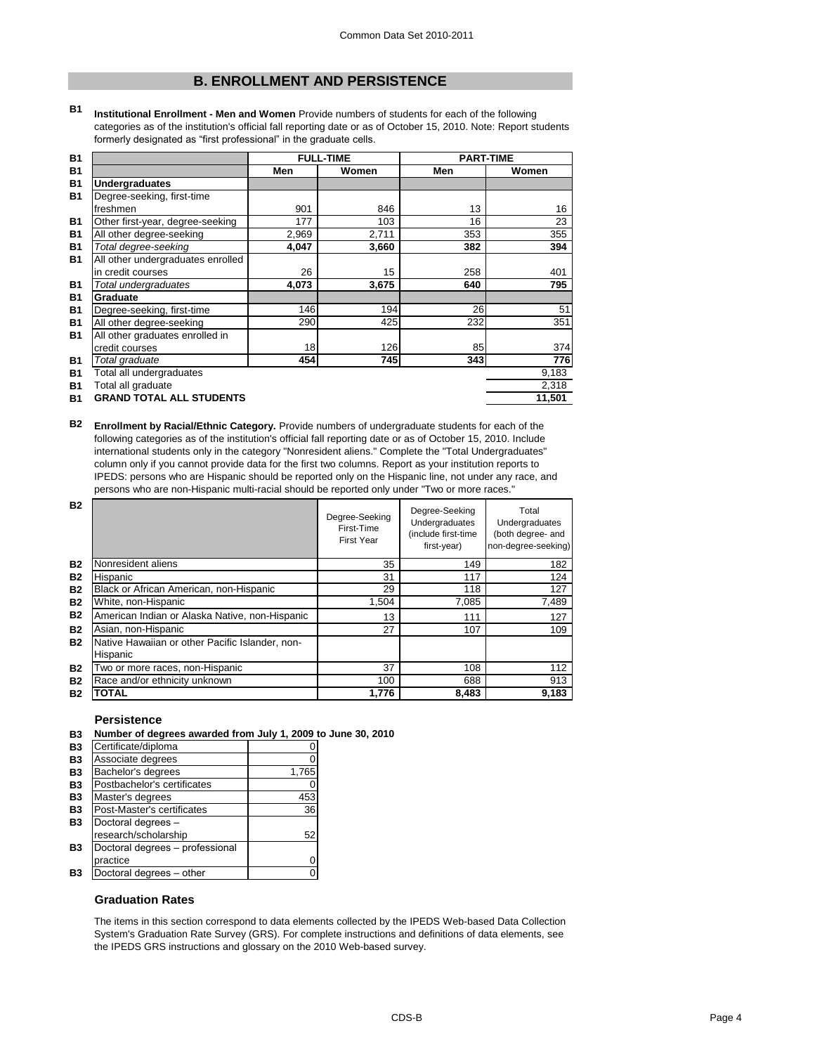## B. ENROLLMENT AND PERSISTENCE

**B1** **Institutional Enrollment - Men and Women** Provide numbers of students for each of the following categories as of the institution's official fall reporting date or as of October 15, 2010. Note: Report students formerly designated as "first professional" in the graduate cells.

| | FULL-TIME | | PART-TIME | |
|---|---|---|---|---|
| | Men | Women | Men | Women |
| **Undergraduates** | | | | |
| Degree-seeking, first-time freshmen | 901 | 846 | 13 | 16 |
| Other first-year, degree-seeking | 177 | 103 | 16 | 23 |
| All other degree-seeking | 2,969 | 2,711 | 353 | 355 |
| *Total degree-seeking* | **4,047** | **3,660** | **382** | **394** |
| All other undergraduates enrolled in credit courses | 26 | 15 | 258 | 401 |
| *Total undergraduates* | **4,073** | **3,675** | **640** | **795** |
| **Graduate** | | | | |
| Degree-seeking, first-time | 146 | 194 | 26 | 51 |
| All other degree-seeking | 290 | 425 | 232 | 351 |
| All other graduates enrolled in credit courses | 18 | 126 | 85 | 374 |
| *Total graduate* | **454** | **745** | **343** | **776** |
| Total all undergraduates | | | | 9,183 |
| Total all graduate | | | | 2,318 |
| **GRAND TOTAL ALL STUDENTS** | | | | **11,501** |

**B2** **Enrollment by Racial/Ethnic Category.** Provide numbers of undergraduate students for each of the following categories as of the institution's official fall reporting date or as of October 15, 2010. Include international students only in the category "Nonresident aliens." Complete the "Total Undergraduates" column only if you cannot provide data for the first two columns. Report as your institution reports to IPEDS: persons who are Hispanic should be reported only on the Hispanic line, not under any race, and persons who are non-Hispanic multi-racial should be reported only under "Two or more races."

| | Degree-Seeking First-Time First Year | Degree-Seeking Undergraduates (include first-time first-year) | Total Undergraduates (both degree- and non-degree-seeking) |
|---|---|---|---|
| Nonresident aliens | 35 | 149 | 182 |
| Hispanic | 31 | 117 | 124 |
| Black or African American, non-Hispanic | 29 | 118 | 127 |
| White, non-Hispanic | 1,504 | 7,085 | 7,489 |
| American Indian or Alaska Native, non-Hispanic | 13 | 111 | 127 |
| Asian, non-Hispanic | 27 | 107 | 109 |
| Native Hawaiian or other Pacific Islander, non-Hispanic | | | |
| Two or more races, non-Hispanic | 37 | 108 | 112 |
| Race and/or ethnicity unknown | 100 | 688 | 913 |
| **TOTAL** | **1,776** | **8,483** | **9,183** |

### Persistence

**B3** **Number of degrees awarded from July 1, 2009 to June 30, 2010**

| Degree | Number |
|---|---|
| Certificate/diploma | 0 |
| Associate degrees | 0 |
| Bachelor's degrees | 1,765 |
| Postbachelor's certificates | 0 |
| Master's degrees | 453 |
| Post-Master's certificates | 36 |
| Doctoral degrees – research/scholarship | 52 |
| Doctoral degrees – professional practice | 0 |
| Doctoral degrees – other | 0 |

### Graduation Rates

The items in this section correspond to data elements collected by the IPEDS Web-based Data Collection System's Graduation Rate Survey (GRS). For complete instructions and definitions of data elements, see the IPEDS GRS instructions and glossary on the 2010 Web-based survey.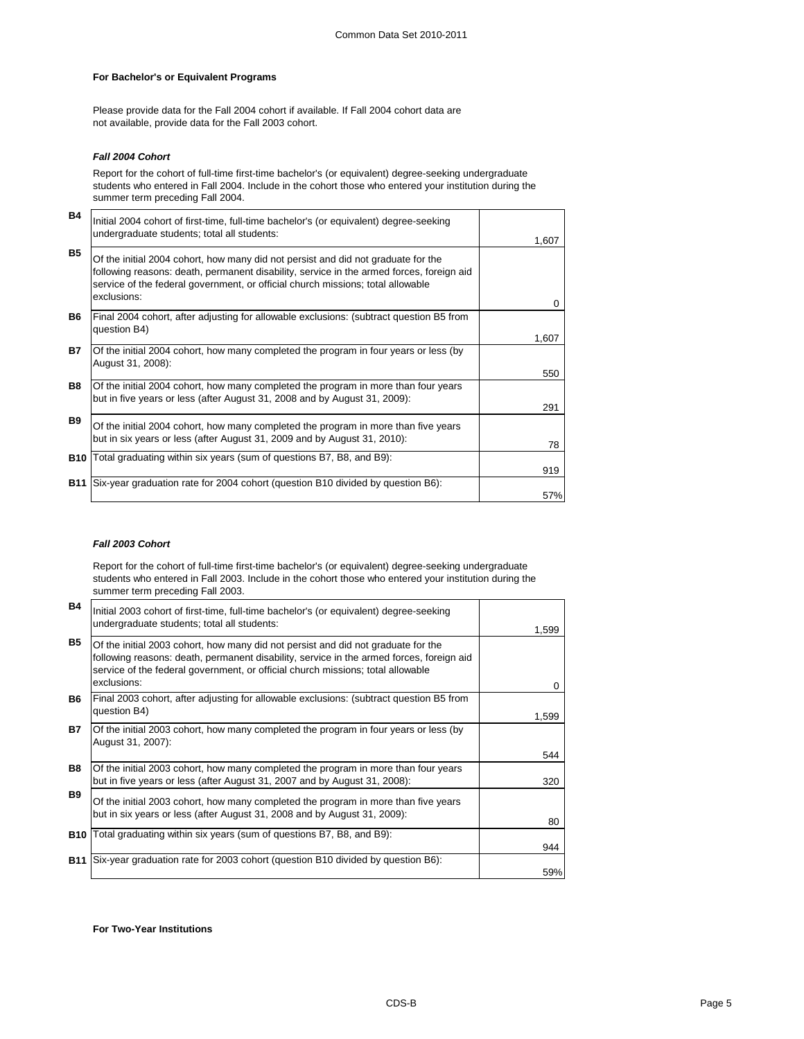### For Bachelor's or Equivalent Programs

Please provide data for the Fall 2004 cohort if available. If Fall 2004 cohort data are not available, provide data for the Fall 2003 cohort.

#### *Fall 2004 Cohort*

Report for the cohort of full-time first-time bachelor's (or equivalent) degree-seeking undergraduate students who entered in Fall 2004. Include in the cohort those who entered your institution during the summer term preceding Fall 2004.

| | | |
|---|---|---|
| **B4** | Initial 2004 cohort of first-time, full-time bachelor's (or equivalent) degree-seeking undergraduate students; total all students: | 1,607 |
| **B5** | Of the initial 2004 cohort, how many did not persist and did not graduate for the following reasons: death, permanent disability, service in the armed forces, foreign aid service of the federal government, or official church missions; total allowable exclusions: | 0 |
| **B6** | Final 2004 cohort, after adjusting for allowable exclusions: (subtract question B5 from question B4) | 1,607 |
| **B7** | Of the initial 2004 cohort, how many completed the program in four years or less (by August 31, 2008): | 550 |
| **B8** | Of the initial 2004 cohort, how many completed the program in more than four years but in five years or less (after August 31, 2008 and by August 31, 2009): | 291 |
| **B9** | Of the initial 2004 cohort, how many completed the program in more than five years but in six years or less (after August 31, 2009 and by August 31, 2010): | 78 |
| **B10** | Total graduating within six years (sum of questions B7, B8, and B9): | 919 |
| **B11** | Six-year graduation rate for 2004 cohort (question B10 divided by question B6): | 57% |

#### *Fall 2003 Cohort*

Report for the cohort of full-time first-time bachelor's (or equivalent) degree-seeking undergraduate students who entered in Fall 2003. Include in the cohort those who entered your institution during the summer term preceding Fall 2003.

| | | |
|---|---|---|
| **B4** | Initial 2003 cohort of first-time, full-time bachelor's (or equivalent) degree-seeking undergraduate students; total all students: | 1,599 |
| **B5** | Of the initial 2003 cohort, how many did not persist and did not graduate for the following reasons: death, permanent disability, service in the armed forces, foreign aid service of the federal government, or official church missions; total allowable exclusions: | 0 |
| **B6** | Final 2003 cohort, after adjusting for allowable exclusions: (subtract question B5 from question B4) | 1,599 |
| **B7** | Of the initial 2003 cohort, how many completed the program in four years or less (by August 31, 2007): | 544 |
| **B8** | Of the initial 2003 cohort, how many completed the program in more than four years but in five years or less (after August 31, 2007 and by August 31, 2008): | 320 |
| **B9** | Of the initial 2003 cohort, how many completed the program in more than five years but in six years or less (after August 31, 2008 and by August 31, 2009): | 80 |
| **B10** | Total graduating within six years (sum of questions B7, B8, and B9): | 944 |
| **B11** | Six-year graduation rate for 2003 cohort (question B10 divided by question B6): | 59% |

### For Two-Year Institutions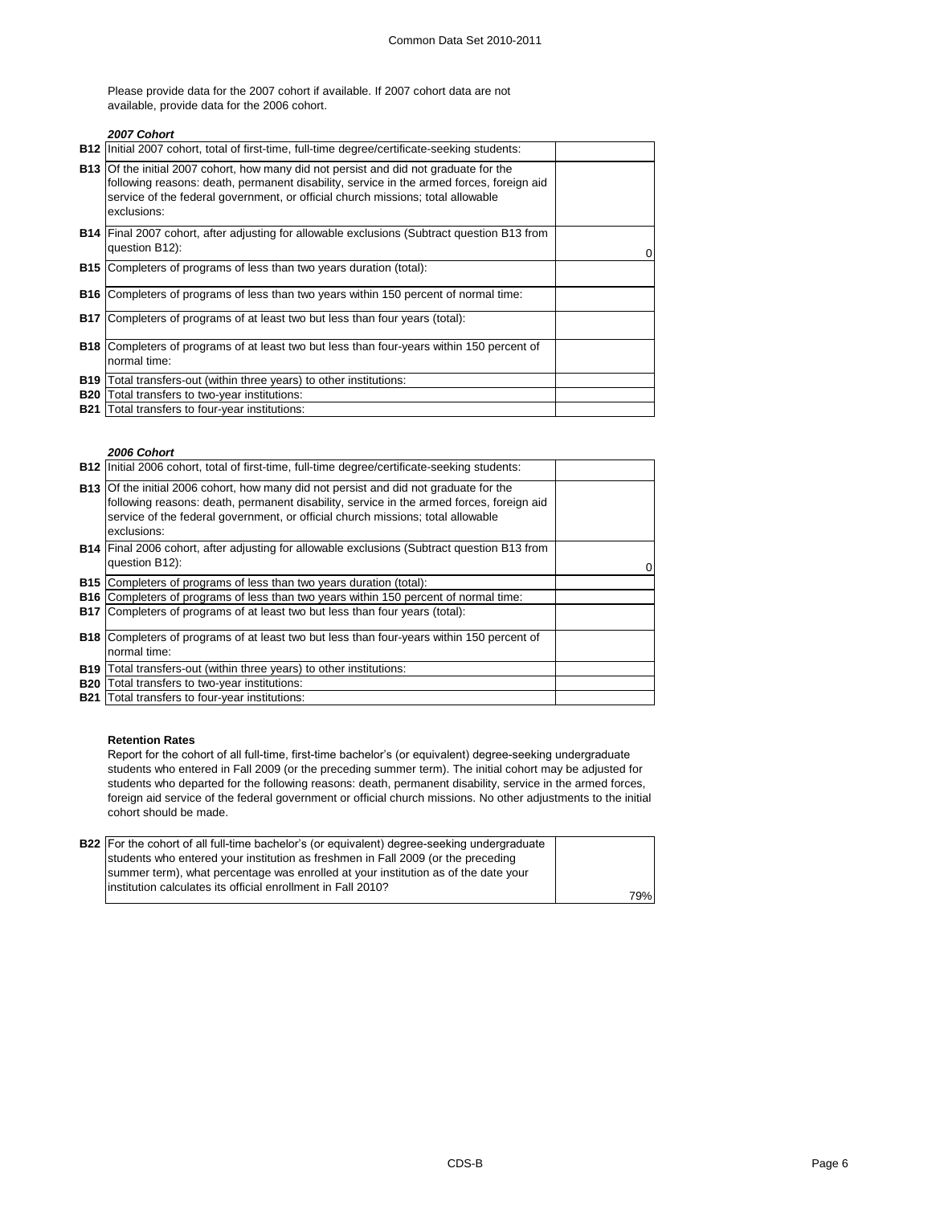Please provide data for the 2007 cohort if available. If 2007 cohort data are not available, provide data for the 2006 cohort.

***2007 Cohort***

| | | |
|---|---|---|
| **B12** | Initial 2007 cohort, total of first-time, full-time degree/certificate-seeking students: | |
| **B13** | Of the initial 2007 cohort, how many did not persist and did not graduate for the following reasons: death, permanent disability, service in the armed forces, foreign aid service of the federal government, or official church missions; total allowable exclusions: | |
| **B14** | Final 2007 cohort, after adjusting for allowable exclusions (Subtract question B13 from question B12): | 0 |
| **B15** | Completers of programs of less than two years duration (total): | |
| **B16** | Completers of programs of less than two years within 150 percent of normal time: | |
| **B17** | Completers of programs of at least two but less than four years (total): | |
| **B18** | Completers of programs of at least two but less than four-years within 150 percent of normal time: | |
| **B19** | Total transfers-out (within three years) to other institutions: | |
| **B20** | Total transfers to two-year institutions: | |
| **B21** | Total transfers to four-year institutions: | |

***2006 Cohort***

| | | |
|---|---|---|
| **B12** | Initial 2006 cohort, total of first-time, full-time degree/certificate-seeking students: | |
| **B13** | Of the initial 2006 cohort, how many did not persist and did not graduate for the following reasons: death, permanent disability, service in the armed forces, foreign aid service of the federal government, or official church missions; total allowable exclusions: | |
| **B14** | Final 2006 cohort, after adjusting for allowable exclusions (Subtract question B13 from question B12): | 0 |
| **B15** | Completers of programs of less than two years duration (total): | |
| **B16** | Completers of programs of less than two years within 150 percent of normal time: | |
| **B17** | Completers of programs of at least two but less than four years (total): | |
| **B18** | Completers of programs of at least two but less than four-years within 150 percent of normal time: | |
| **B19** | Total transfers-out (within three years) to other institutions: | |
| **B20** | Total transfers to two-year institutions: | |
| **B21** | Total transfers to four-year institutions: | |

**Retention Rates**

Report for the cohort of all full-time, first-time bachelor's (or equivalent) degree-seeking undergraduate students who entered in Fall 2009 (or the preceding summer term). The initial cohort may be adjusted for students who departed for the following reasons: death, permanent disability, service in the armed forces, foreign aid service of the federal government or official church missions. No other adjustments to the initial cohort should be made.

| | | |
|---|---|---|
| **B22** | For the cohort of all full-time bachelor's (or equivalent) degree-seeking undergraduate students who entered your institution as freshmen in Fall 2009 (or the preceding summer term), what percentage was enrolled at your institution as of the date your institution calculates its official enrollment in Fall 2010? | 79% |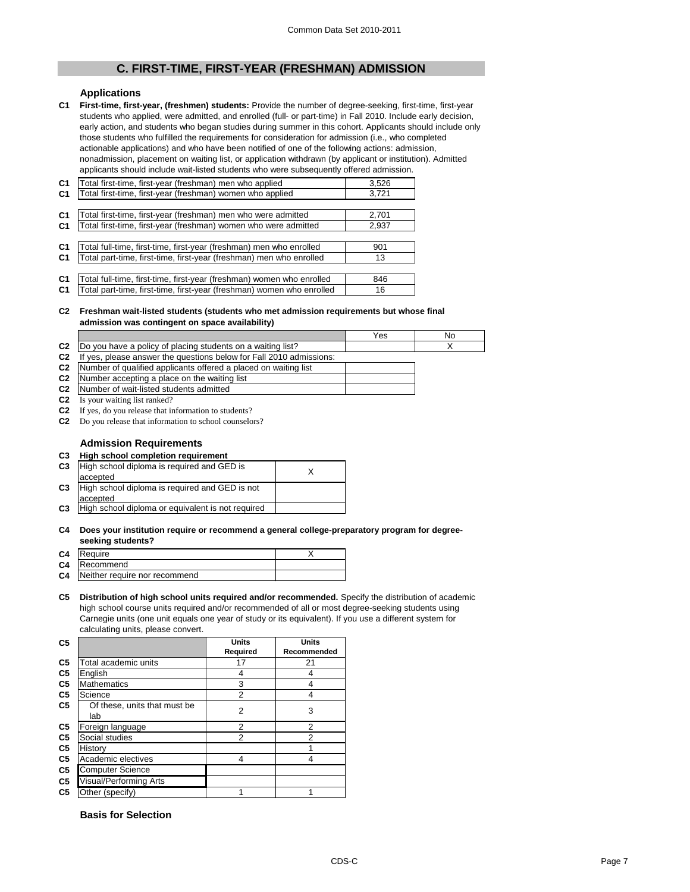# C. FIRST-TIME, FIRST-YEAR (FRESHMAN) ADMISSION

### Applications

**C1 First-time, first-year, (freshmen) students:** Provide the number of degree-seeking, first-time, first-year students who applied, were admitted, and enrolled (full- or part-time) in Fall 2010. Include early decision, early action, and students who began studies during summer in this cohort. Applicants should include only those students who fulfilled the requirements for consideration for admission (i.e., who completed actionable applications) and who have been notified of one of the following actions: admission, nonadmission, placement on waiting list, or application withdrawn (by applicant or institution). Admitted applicants should include wait-listed students who were subsequently offered admission.

| | | |
|---|---|---|
| C1 | Total first-time, first-year (freshman) men who applied | 3,526 |
| C1 | Total first-time, first-year (freshman) women who applied | 3,721 |
| C1 | Total first-time, first-year (freshman) men who were admitted | 2,701 |
| C1 | Total first-time, first-year (freshman) women who were admitted | 2,937 |
| C1 | Total full-time, first-time, first-year (freshman) men who enrolled | 901 |
| C1 | Total part-time, first-time, first-year (freshman) men who enrolled | 13 |
| C1 | Total full-time, first-time, first-year (freshman) women who enrolled | 846 |
| C1 | Total part-time, first-time, first-year (freshman) women who enrolled | 16 |

**C2 Freshman wait-listed students (students who met admission requirements but whose final admission was contingent on space availability)**

| | | Yes | No |
|---|---|---|---|
| C2 | Do you have a policy of placing students on a waiting list? | | X |
| C2 | If yes, please answer the questions below for Fall 2010 admissions: | | |
| C2 | Number of qualified applicants offered a place on waiting list | | |
| C2 | Number accepting a place on the waiting list | | |
| C2 | Number of wait-listed students admitted | | |
| C2 | Is your waiting list ranked? | | |
| C2 | If yes, do you release that information to students? | | |
| C2 | Do you release that information to school counselors? | | |

### Admission Requirements

**C3 High school completion requirement**

| | | |
|---|---|---|
| C3 | High school diploma is required and GED is accepted | X |
| C3 | High school diploma is required and GED is not accepted | |
| C3 | High school diploma or equivalent is not required | |

**C4 Does your institution require or recommend a general college-preparatory program for degree-seeking students?**

| | | |
|---|---|---|
| C4 | Require | X |
| C4 | Recommend | |
| C4 | Neither require nor recommend | |

**C5 Distribution of high school units required and/or recommended.** Specify the distribution of academic high school course units required and/or recommended of all or most degree-seeking students using Carnegie units (one unit equals one year of study or its equivalent). If you use a different system for calculating units, please convert.

| C5 | | Units Required | Units Recommended |
|---|---|---|---|
| C5 | Total academic units | 17 | 21 |
| C5 | English | 4 | 4 |
| C5 | Mathematics | 3 | 4 |
| C5 | Science | 2 | 4 |
| C5 | Of these, units that must be lab | 2 | 3 |
| C5 | Foreign language | 2 | 2 |
| C5 | Social studies | 2 | 2 |
| C5 | History | | 1 |
| C5 | Academic electives | 4 | 4 |
| C5 | Computer Science | | |
| C5 | Visual/Performing Arts | | |
| C5 | Other (specify) | 1 | 1 |

### Basis for Selection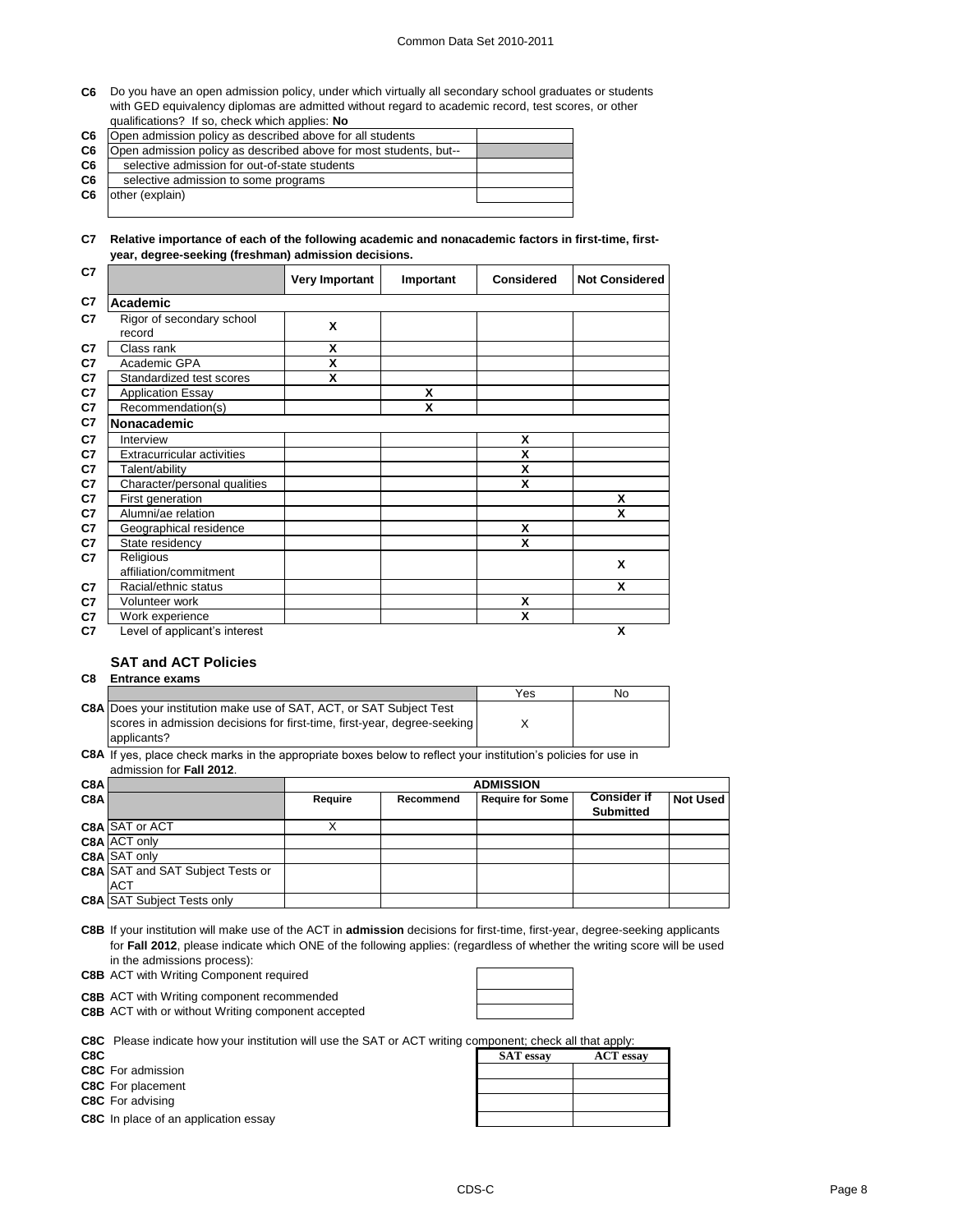**C6** Do you have an open admission policy, under which virtually all secondary school graduates or students with GED equivalency diplomas are admitted without regard to academic record, test scores, or other qualifications? If so, check which applies: **No**

| | | |
|---|---|---|
| C6 | Open admission policy as described above for all students | |
| C6 | Open admission policy as described above for most students, but-- | |
| C6 | selective admission for out-of-state students | |
| C6 | selective admission to some programs | |
| C6 | other (explain) | |

**C7 Relative importance of each of the following academic and nonacademic factors in first-time, first-year, degree-seeking (freshman) admission decisions.**

| C7 | | Very Important | Important | Considered | Not Considered |
|---|---|---|---|---|---|
| C7 | **Academic** | | | | |
| C7 | Rigor of secondary school record | X | | | |
| C7 | Class rank | X | | | |
| C7 | Academic GPA | X | | | |
| C7 | Standardized test scores | X | | | |
| C7 | Application Essay | | X | | |
| C7 | Recommendation(s) | | X | | |
| C7 | **Nonacademic** | | | | |
| C7 | Interview | | | X | |
| C7 | Extracurricular activities | | | X | |
| C7 | Talent/ability | | | X | |
| C7 | Character/personal qualities | | | X | |
| C7 | First generation | | | | X |
| C7 | Alumni/ae relation | | | | X |
| C7 | Geographical residence | | | X | |
| C7 | State residency | | | X | |
| C7 | Religious affiliation/commitment | | | | X |
| C7 | Racial/ethnic status | | | | X |
| C7 | Volunteer work | | | X | |
| C7 | Work experience | | | X | |
| C7 | Level of applicant's interest | | | | X |

### SAT and ACT Policies

**C8 Entrance exams**

| | | Yes | No |
|---|---|---|---|
| C8A | Does your institution make use of SAT, ACT, or SAT Subject Test scores in admission decisions for first-time, first-year, degree-seeking applicants? | X | |

**C8A** If yes, place check marks in the appropriate boxes below to reflect your institution's policies for use in admission for **Fall 2012**.

| C8A | | ADMISSION | | | | |
|---|---|---|---|---|---|---|
| C8A | | Require | Recommend | Require for Some | Consider if Submitted | Not Used |
| C8A | SAT or ACT | X | | | | |
| C8A | ACT only | | | | | |
| C8A | SAT only | | | | | |
| C8A | SAT and SAT Subject Tests or ACT | | | | | |
| C8A | SAT Subject Tests only | | | | | |

**C8B** If your institution will make use of the ACT in **admission** decisions for first-time, first-year, degree-seeking applicants for **Fall 2012**, please indicate which ONE of the following applies: (regardless of whether the writing score will be used in the admissions process):

| | | |
|---|---|---|
| C8B | ACT with Writing Component required | |
| C8B | ACT with Writing component recommended | |
| C8B | ACT with or without Writing component accepted | |

**C8C** Please indicate how your institution will use the SAT or ACT writing component; check all that apply:

| C8C | | SAT essay | ACT essay |
|---|---|---|---|
| C8C | For admission | | |
| C8C | For placement | | |
| C8C | For advising | | |
| C8C | In place of an application essay | | |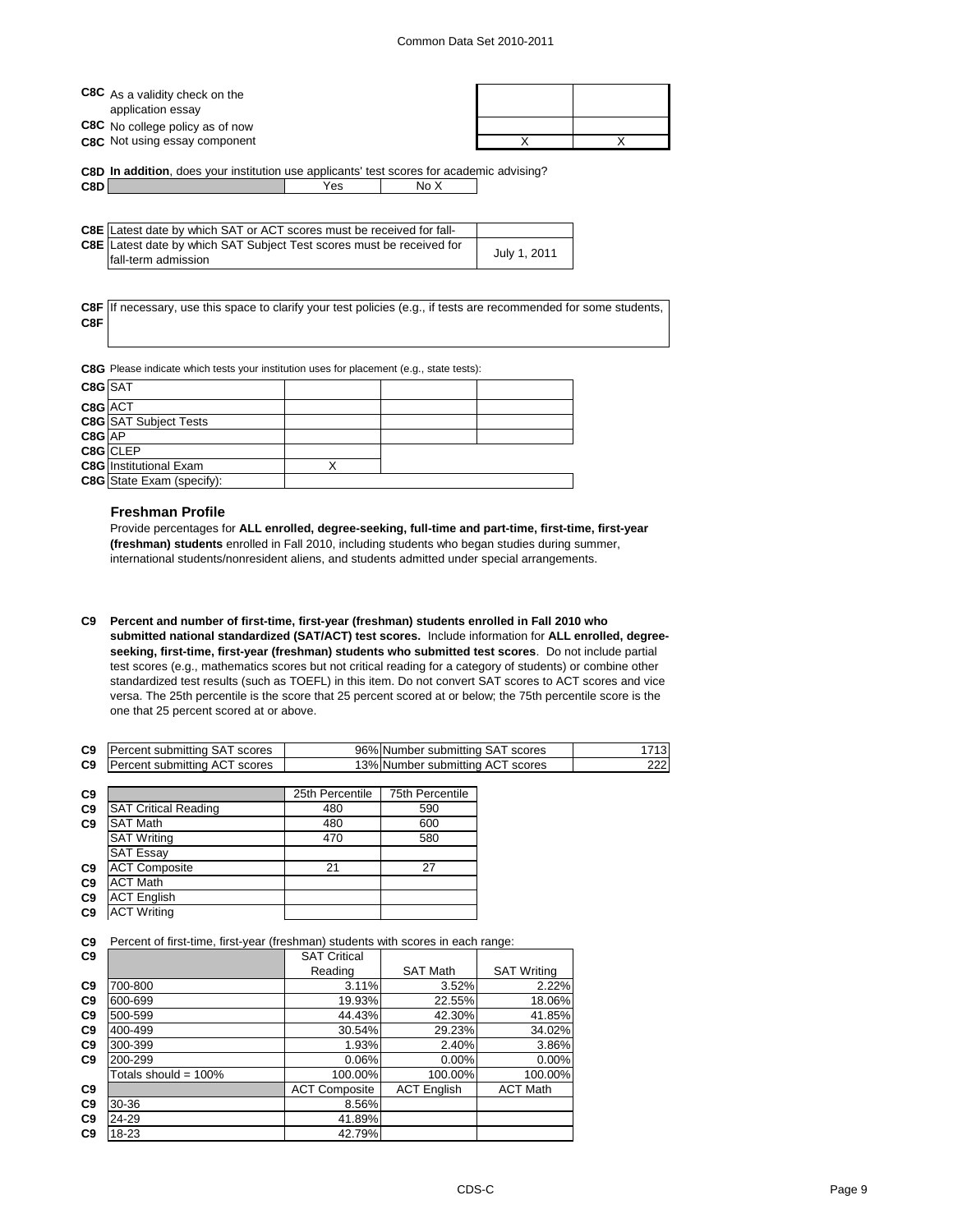| | | | |
|---|---|---|---|
| C8C | As a validity check on the application essay | | |
| C8C | No college policy as of now | | |
| C8C | Not using essay component | X | X |

**C8D** **In addition**, does your institution use applicants' test scores for academic advising?

| | | Yes | No X |
|---|---|---|---|
| C8D | | | |

| | | |
|---|---|---|
| C8E | Latest date by which SAT or ACT scores must be received for fall- | |
| C8E | Latest date by which SAT Subject Test scores must be received for fall-term admission | July 1, 2011 |

**C8F** If necessary, use this space to clarify your test policies (e.g., if tests are recommended for some students,

**C8F**

**C8G** Please indicate which tests your institution uses for placement (e.g., state tests):

| | | | | |
|---|---|---|---|---|
| C8G | SAT | | | |
| C8G | ACT | | | |
| C8G | SAT Subject Tests | | | |
| C8G | AP | | | |
| C8G | CLEP | | | |
| C8G | Institutional Exam | X | | |
| C8G | State Exam (specify): | | | |

### Freshman Profile

Provide percentages for **ALL enrolled, degree-seeking, full-time and part-time, first-time, first-year (freshman) students** enrolled in Fall 2010, including students who began studies during summer, international students/nonresident aliens, and students admitted under special arrangements.

**C9 Percent and number of first-time, first-year (freshman) students enrolled in Fall 2010 who submitted national standardized (SAT/ACT) test scores.** Include information for **ALL enrolled, degree-seeking, first-time, first-year (freshman) students who submitted test scores**. Do not include partial test scores (e.g., mathematics scores but not critical reading for a category of students) or combine other standardized test results (such as TOEFL) in this item. Do not convert SAT scores to ACT scores and vice versa. The 25th percentile is the score that 25 percent scored at or below; the 75th percentile score is the one that 25 percent scored at or above.

| | | | | |
|---|---|---|---|---|
| C9 | Percent submitting SAT scores | 96% | Number submitting SAT scores | 1713 |
| C9 | Percent submitting ACT scores | 13% | Number submitting ACT scores | 222 |

| | | 25th Percentile | 75th Percentile |
|---|---|---|---|
| C9 | SAT Critical Reading | 480 | 590 |
| C9 | SAT Math | 480 | 600 |
| | SAT Writing | 470 | 580 |
| | SAT Essay | | |
| C9 | ACT Composite | 21 | 27 |
| C9 | ACT Math | | |
| C9 | ACT English | | |
| C9 | ACT Writing | | |

**C9** Percent of first-time, first-year (freshman) students with scores in each range:

| | | SAT Critical Reading | SAT Math | SAT Writing |
|---|---|---|---|---|
| C9 | 700-800 | 3.11% | 3.52% | 2.22% |
| C9 | 600-699 | 19.93% | 22.55% | 18.06% |
| C9 | 500-599 | 44.43% | 42.30% | 41.85% |
| C9 | 400-499 | 30.54% | 29.23% | 34.02% |
| C9 | 300-399 | 1.93% | 2.40% | 3.86% |
| C9 | 200-299 | 0.06% | 0.00% | 0.00% |
| | Totals should = 100% | 100.00% | 100.00% | 100.00% |
| C9 | | ACT Composite | ACT English | ACT Math |
| C9 | 30-36 | 8.56% | | |
| C9 | 24-29 | 41.89% | | |
| C9 | 18-23 | 42.79% | | |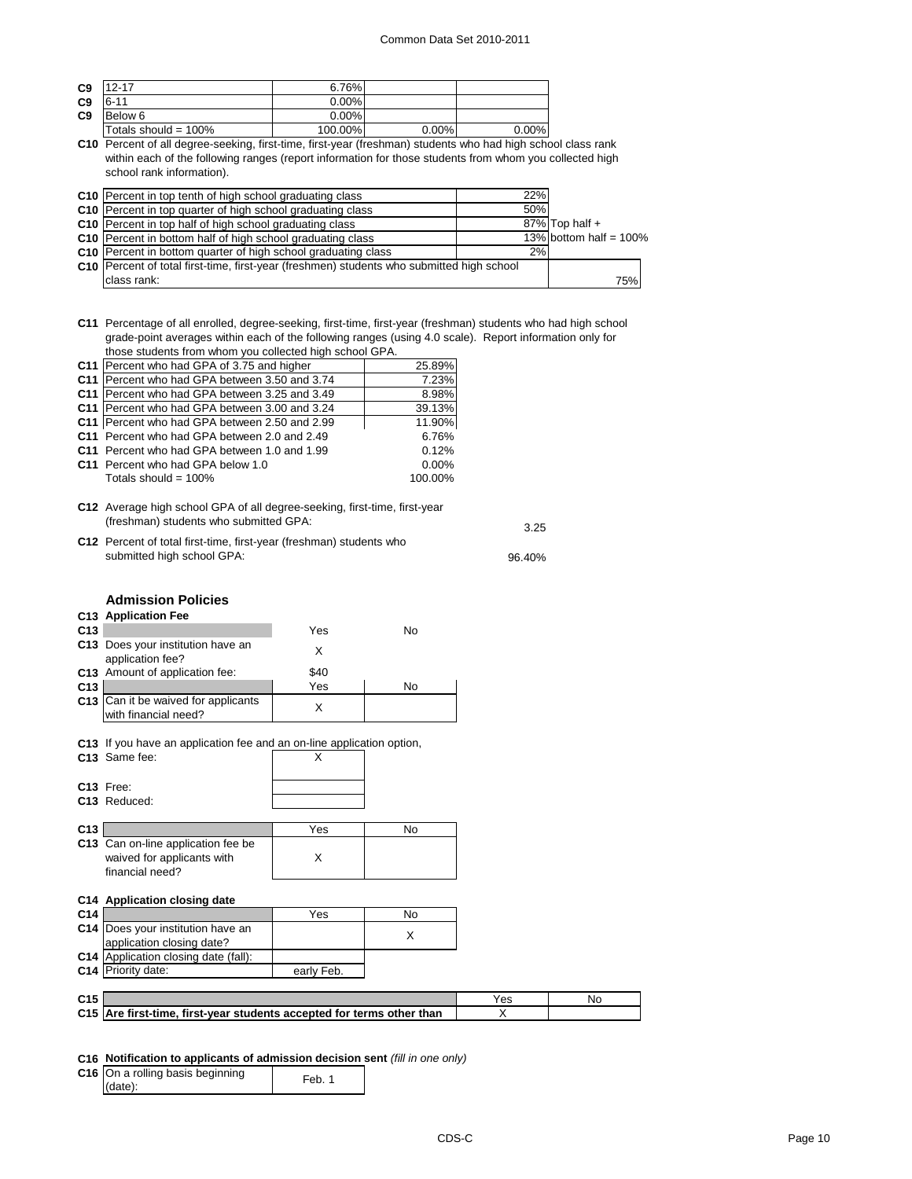| | | | | |
|---|---|---|---|---|
| C9 | 12-17 | 6.76% | | |
| C9 | 6-11 | 0.00% | | |
| C9 | Below 6 | 0.00% | | |
| | Totals should = 100% | 100.00% | 0.00% | 0.00% |

**C10** Percent of all degree-seeking, first-time, first-year (freshman) students who had high school class rank within each of the following ranges (report information for those students from whom you collected high school rank information).

| | | | |
|---|---|---|---|
| C10 | Percent in top tenth of high school graduating class | 22% | |
| C10 | Percent in top quarter of high school graduating class | 50% | |
| C10 | Percent in top half of high school graduating class | 87% | Top half + |
| C10 | Percent in bottom half of high school graduating class | 13% | bottom half = 100% |
| C10 | Percent in bottom quarter of high school graduating class | 2% | |
| C10 | Percent of total first-time, first-year (freshmen) students who submitted high school class rank: | | 75% |

**C11** Percentage of all enrolled, degree-seeking, first-time, first-year (freshman) students who had high school grade-point averages within each of the following ranges (using 4.0 scale). Report information only for those students from whom you collected high school GPA.

| | | |
|---|---|---|
| C11 | Percent who had GPA of 3.75 and higher | 25.89% |
| C11 | Percent who had GPA between 3.50 and 3.74 | 7.23% |
| C11 | Percent who had GPA between 3.25 and 3.49 | 8.98% |
| C11 | Percent who had GPA between 3.00 and 3.24 | 39.13% |
| C11 | Percent who had GPA between 2.50 and 2.99 | 11.90% |
| C11 | Percent who had GPA between 2.0 and 2.49 | 6.76% |
| C11 | Percent who had GPA between 1.0 and 1.99 | 0.12% |
| C11 | Percent who had GPA below 1.0 | 0.00% |
| | Totals should = 100% | 100.00% |

| | | |
|---|---|---|
| C12 | Average high school GPA of all degree-seeking, first-time, first-year (freshman) students who submitted GPA: | 3.25 |
| C12 | Percent of total first-time, first-year (freshman) students who submitted high school GPA: | 96.40% |

## Admission Policies

### C13 Application Fee

| | | Yes | No |
|---|---|---|---|
| C13 | Does your institution have an application fee? | X | |
| C13 | Amount of application fee: | $40 | |

| | | Yes | No |
|---|---|---|---|
| C13 | Can it be waived for applicants with financial need? | X | |

**C13** If you have an application fee and an on-line application option,

| | | |
|---|---|---|
| C13 | Same fee: | X |
| C13 | Free: | |
| C13 | Reduced: | |

| | | Yes | No |
|---|---|---|---|
| C13 | Can on-line application fee be waived for applicants with financial need? | X | |

### C14 Application closing date

| | | Yes | No |
|---|---|---|---|
| C14 | Does your institution have an application closing date? | | X |
| C14 | Application closing date (fall): | | |
| C14 | Priority date: | early Feb. | |

| | | Yes | No |
|---|---|---|---|
| C15 | **Are first-time, first-year students accepted for terms other than** | X | |

**C16 Notification to applicants of admission decision sent** *(fill in one only)*

| | | |
|---|---|---|
| C16 | On a rolling basis beginning (date): | Feb. 1 |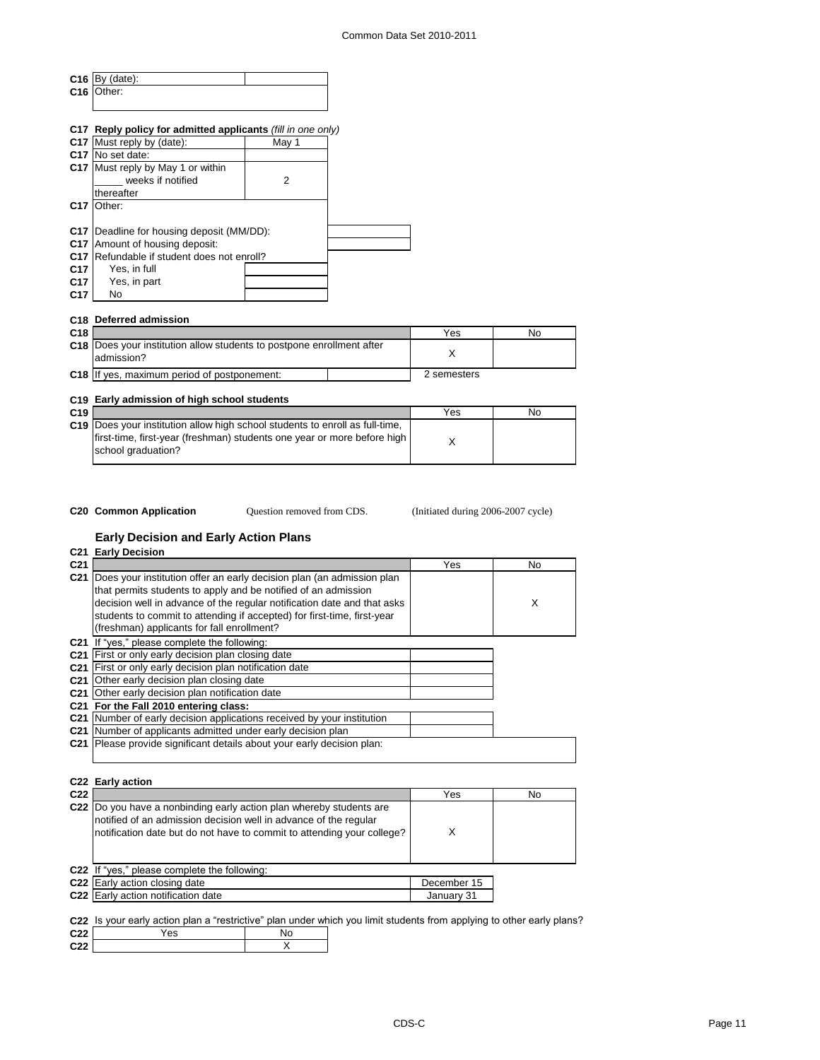| | | |
|---|---|---|
| C16 | By (date): | |
| C16 | Other: | |

**C17 Reply policy for admitted applicants** *(fill in one only)*

| | | |
|---|---|---|
| C17 | Must reply by (date): | May 1 |
| C17 | No set date: | |
| C17 | Must reply by May 1 or within _____ weeks if notified thereafter | 2 |
| C17 | Other: | |

| | | |
|---|---|---|
| C17 | Deadline for housing deposit (MM/DD): | |
| C17 | Amount of housing deposit: | |
| C17 | Refundable if student does not enroll? | |
| C17 | Yes, in full | |
| C17 | Yes, in part | |
| C17 | No | |

**C18 Deferred admission**

| | | Yes | No |
|---|---|---|---|
| C18 | Does your institution allow students to postpone enrollment after admission? | X | |
| C18 | If yes, maximum period of postponement: | 2 semesters | |

**C19 Early admission of high school students**

| | | Yes | No |
|---|---|---|---|
| C19 | Does your institution allow high school students to enroll as full-time, first-time, first-year (freshman) students one year or more before high school graduation? | X | |

**C20 Common Application** Question removed from CDS. (Initiated during 2006-2007 cycle)

## Early Decision and Early Action Plans

**C21 Early Decision**

| | | Yes | No |
|---|---|---|---|
| C21 | Does your institution offer an early decision plan (an admission plan that permits students to apply and be notified of an admission decision well in advance of the regular notification date and that asks students to commit to attending if accepted) for first-time, first-year (freshman) applicants for fall enrollment? | | X |
| C21 | If "yes," please complete the following: | | |
| C21 | First or only early decision plan closing date | | |
| C21 | First or only early decision plan notification date | | |
| C21 | Other early decision plan closing date | | |
| C21 | Other early decision plan notification date | | |
| C21 | **For the Fall 2010 entering class:** | | |
| C21 | Number of early decision applications received by your institution | | |
| C21 | Number of applicants admitted under early decision plan | | |
| C21 | Please provide significant details about your early decision plan: | | |

**C22 Early action**

| | | Yes | No |
|---|---|---|---|
| C22 | Do you have a nonbinding early action plan whereby students are notified of an admission decision well in advance of the regular notification date but do not have to commit to attending your college? | X | |
| C22 | If "yes," please complete the following: | | |
| C22 | Early action closing date | December 15 | |
| C22 | Early action notification date | January 31 | |

C22 Is your early action plan a "restrictive" plan under which you limit students from applying to other early plans?

| | Yes | No |
|---|---|---|
| C22 | | X |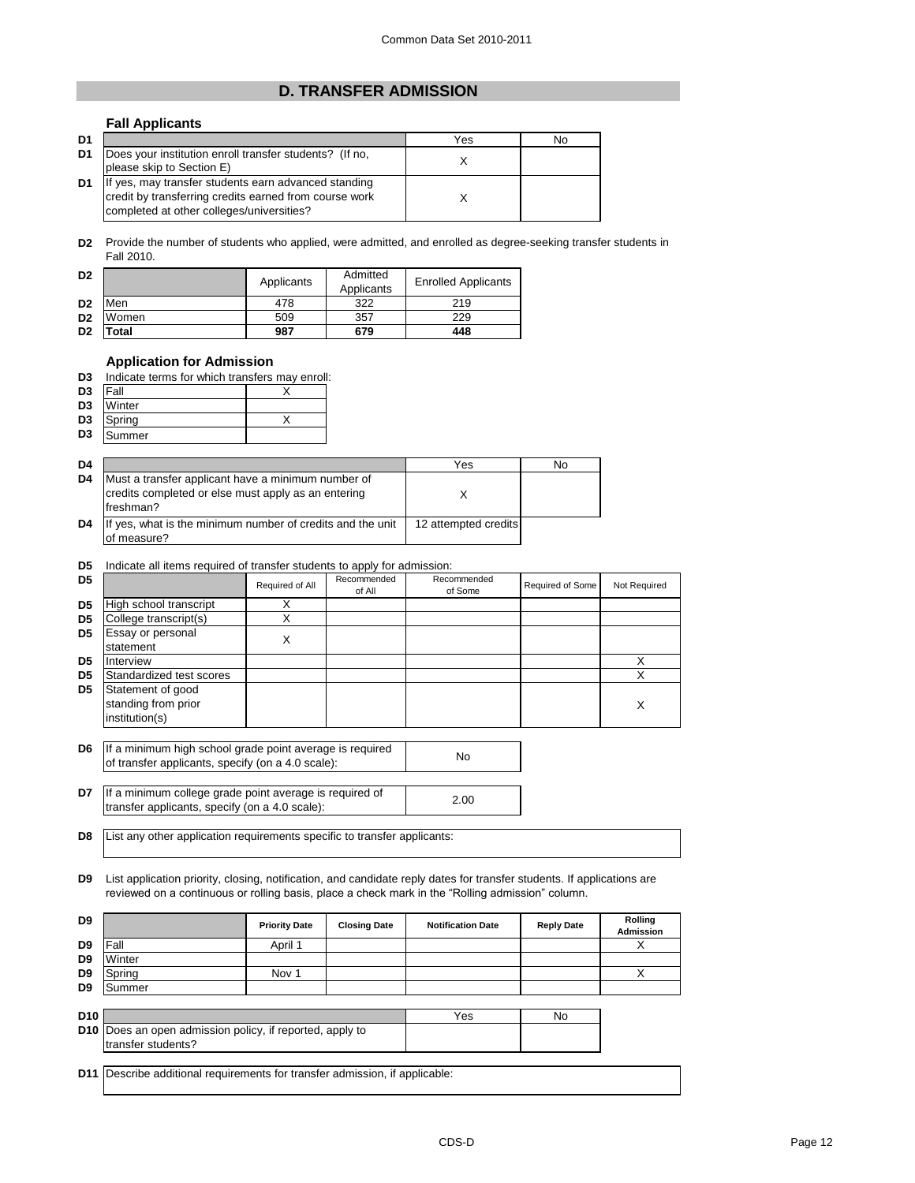## D. TRANSFER ADMISSION

### Fall Applicants

| | | Yes | No |
|---|---|---|---|
| D1 | Does your institution enroll transfer students? (If no, please skip to Section E) | X | |
| D1 | If yes, may transfer students earn advanced standing credit by transferring credits earned from course work completed at other colleges/universities? | X | |

**D2** Provide the number of students who applied, were admitted, and enrolled as degree-seeking transfer students in Fall 2010.

| | | Applicants | Admitted Applicants | Enrolled Applicants |
|---|---|---|---|---|
| D2 | Men | 478 | 322 | 219 |
| D2 | Women | 509 | 357 | 229 |
| D2 | **Total** | **987** | **679** | **448** |

### Application for Admission

**D3** Indicate terms for which transfers may enroll:

| | | |
|---|---|---|
| D3 | Fall | X |
| D3 | Winter | |
| D3 | Spring | X |
| D3 | Summer | |

| | | Yes | No |
|---|---|---|---|
| D4 | Must a transfer applicant have a minimum number of credits completed or else must apply as an entering freshman? | X | |
| D4 | If yes, what is the minimum number of credits and the unit of measure? | 12 attempted credits | |

**D5** Indicate all items required of transfer students to apply for admission:

| | | Required of All | Recommended of All | Recommended of Some | Required of Some | Not Required |
|---|---|---|---|---|---|---|
| D5 | High school transcript | X | | | | |
| D5 | College transcript(s) | X | | | | |
| D5 | Essay or personal statement | X | | | | |
| D5 | Interview | | | | | X |
| D5 | Standardized test scores | | | | | X |
| D5 | Statement of good standing from prior institution(s) | | | | | X |

| | | |
|---|---|---|
| D6 | If a minimum high school grade point average is required of transfer applicants, specify (on a 4.0 scale): | No |
| D7 | If a minimum college grade point average is required of transfer applicants, specify (on a 4.0 scale): | 2.00 |

**D8** List any other application requirements specific to transfer applicants:

**D9** List application priority, closing, notification, and candidate reply dates for transfer students. If applications are reviewed on a continuous or rolling basis, place a check mark in the "Rolling admission" column.

| | | Priority Date | Closing Date | Notification Date | Reply Date | Rolling Admission |
|---|---|---|---|---|---|---|
| D9 | Fall | April 1 | | | | X |
| D9 | Winter | | | | | |
| D9 | Spring | Nov 1 | | | | X |
| D9 | Summer | | | | | |

| | | Yes | No |
|---|---|---|---|
| D10 | Does an open admission policy, if reported, apply to transfer students? | | |

**D11** Describe additional requirements for transfer admission, if applicable: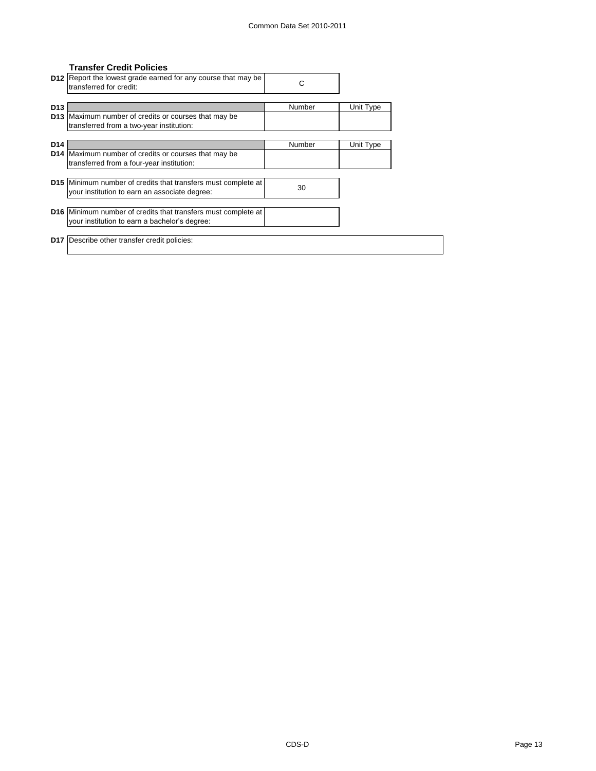### Transfer Credit Policies

| | | |
|---|---|---|
| D12 | Report the lowest grade earned for any course that may be transferred for credit: | C |

| | | Number | Unit Type |
|---|---|---|---|
| D13 | Maximum number of credits or courses that may be transferred from a two-year institution: | | |

| | | Number | Unit Type |
|---|---|---|---|
| D14 | Maximum number of credits or courses that may be transferred from a four-year institution: | | |

| | | |
|---|---|---|
| D15 | Minimum number of credits that transfers must complete at your institution to earn an associate degree: | 30 |
| D16 | Minimum number of credits that transfers must complete at your institution to earn a bachelor's degree: | |

| | |
|---|---|
| D17 | Describe other transfer credit policies: |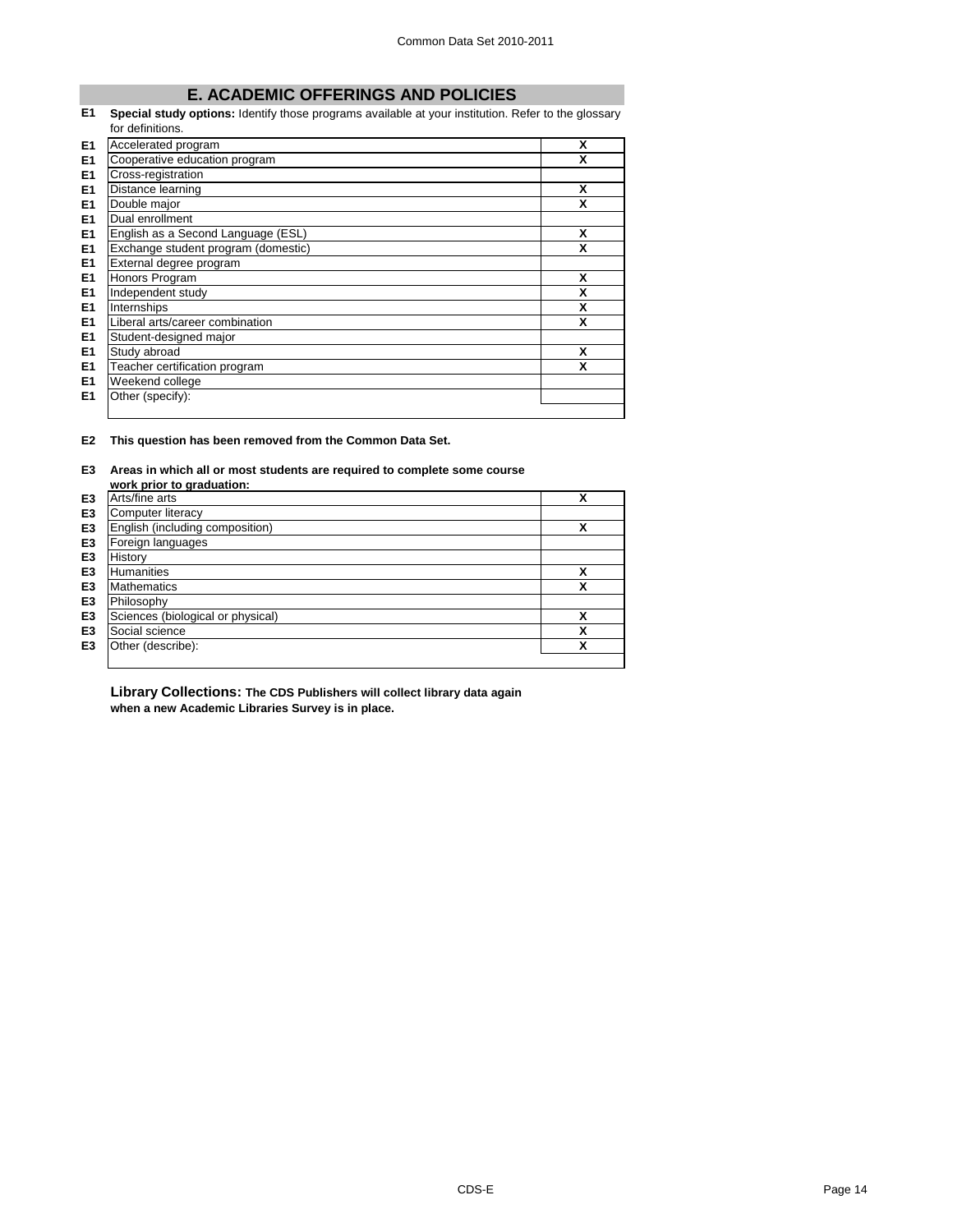## E. ACADEMIC OFFERINGS AND POLICIES

**E1 Special study options:** Identify those programs available at your institution. Refer to the glossary for definitions.

| | | |
|---|---|---|
| E1 | Accelerated program | X |
| E1 | Cooperative education program | X |
| E1 | Cross-registration | |
| E1 | Distance learning | X |
| E1 | Double major | X |
| E1 | Dual enrollment | |
| E1 | English as a Second Language (ESL) | X |
| E1 | Exchange student program (domestic) | X |
| E1 | External degree program | |
| E1 | Honors Program | X |
| E1 | Independent study | X |
| E1 | Internships | X |
| E1 | Liberal arts/career combination | X |
| E1 | Student-designed major | |
| E1 | Study abroad | X |
| E1 | Teacher certification program | X |
| E1 | Weekend college | |
| E1 | Other (specify): | |

**E2 This question has been removed from the Common Data Set.**

**E3 Areas in which all or most students are required to complete some course work prior to graduation:**

| | | |
|---|---|---|
| E3 | Arts/fine arts | X |
| E3 | Computer literacy | |
| E3 | English (including composition) | X |
| E3 | Foreign languages | |
| E3 | History | |
| E3 | Humanities | X |
| E3 | Mathematics | X |
| E3 | Philosophy | |
| E3 | Sciences (biological or physical) | X |
| E3 | Social science | X |
| E3 | Other (describe): | X |

**Library Collections: The CDS Publishers will collect library data again when a new Academic Libraries Survey is in place.**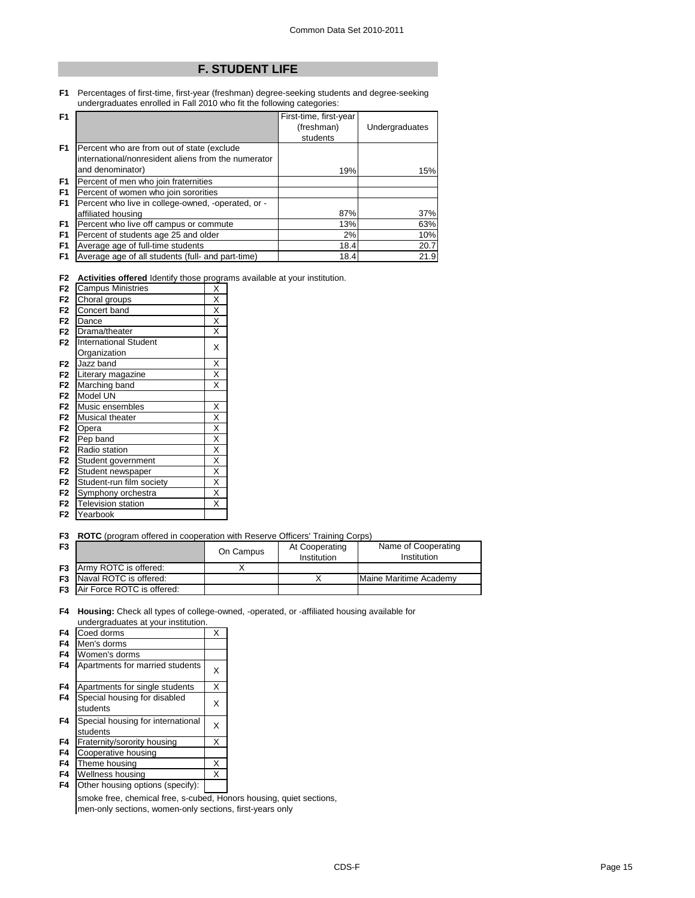## F. STUDENT LIFE

**F1** Percentages of first-time, first-year (freshman) degree-seeking students and degree-seeking undergraduates enrolled in Fall 2010 who fit the following categories:

| | First-time, first-year (freshman) students | Undergraduates |
|---|---|---|
| Percent who are from out of state (exclude international/nonresident aliens from the numerator and denominator) | 19% | 15% |
| Percent of men who join fraternities | | |
| Percent of women who join sororities | | |
| Percent who live in college-owned, -operated, or -affiliated housing | 87% | 37% |
| Percent who live off campus or commute | 13% | 63% |
| Percent of students age 25 and older | 2% | 10% |
| Average age of full-time students | 18.4 | 20.7 |
| Average age of all students (full- and part-time) | 18.4 | 21.9 |

**F2 Activities offered** Identify those programs available at your institution.

| Activity | |
|---|---|
| Campus Ministries | X |
| Choral groups | X |
| Concert band | X |
| Dance | X |
| Drama/theater | X |
| International Student Organization | X |
| Jazz band | X |
| Literary magazine | X |
| Marching band | X |
| Model UN | |
| Music ensembles | X |
| Musical theater | X |
| Opera | X |
| Pep band | X |
| Radio station | X |
| Student government | X |
| Student newspaper | X |
| Student-run film society | X |
| Symphony orchestra | X |
| Television station | X |
| Yearbook | |

**F3 ROTC** (program offered in cooperation with Reserve Officers' Training Corps)

| | On Campus | At Cooperating Institution | Name of Cooperating Institution |
|---|---|---|---|
| Army ROTC is offered: | X | | |
| Naval ROTC is offered: | | X | Maine Maritime Academy |
| Air Force ROTC is offered: | | | |

**F4 Housing:** Check all types of college-owned, -operated, or -affiliated housing available for undergraduates at your institution.

| Housing | |
|---|---|
| Coed dorms | X |
| Men's dorms | |
| Women's dorms | |
| Apartments for married students | X |
| Apartments for single students | X |
| Special housing for disabled students | X |
| Special housing for international students | X |
| Fraternity/sorority housing | X |
| Cooperative housing | |
| Theme housing | X |
| Wellness housing | X |
| Other housing options (specify): | |

smoke free, chemical free, s-cubed, Honors housing, quiet sections, men-only sections, women-only sections, first-years only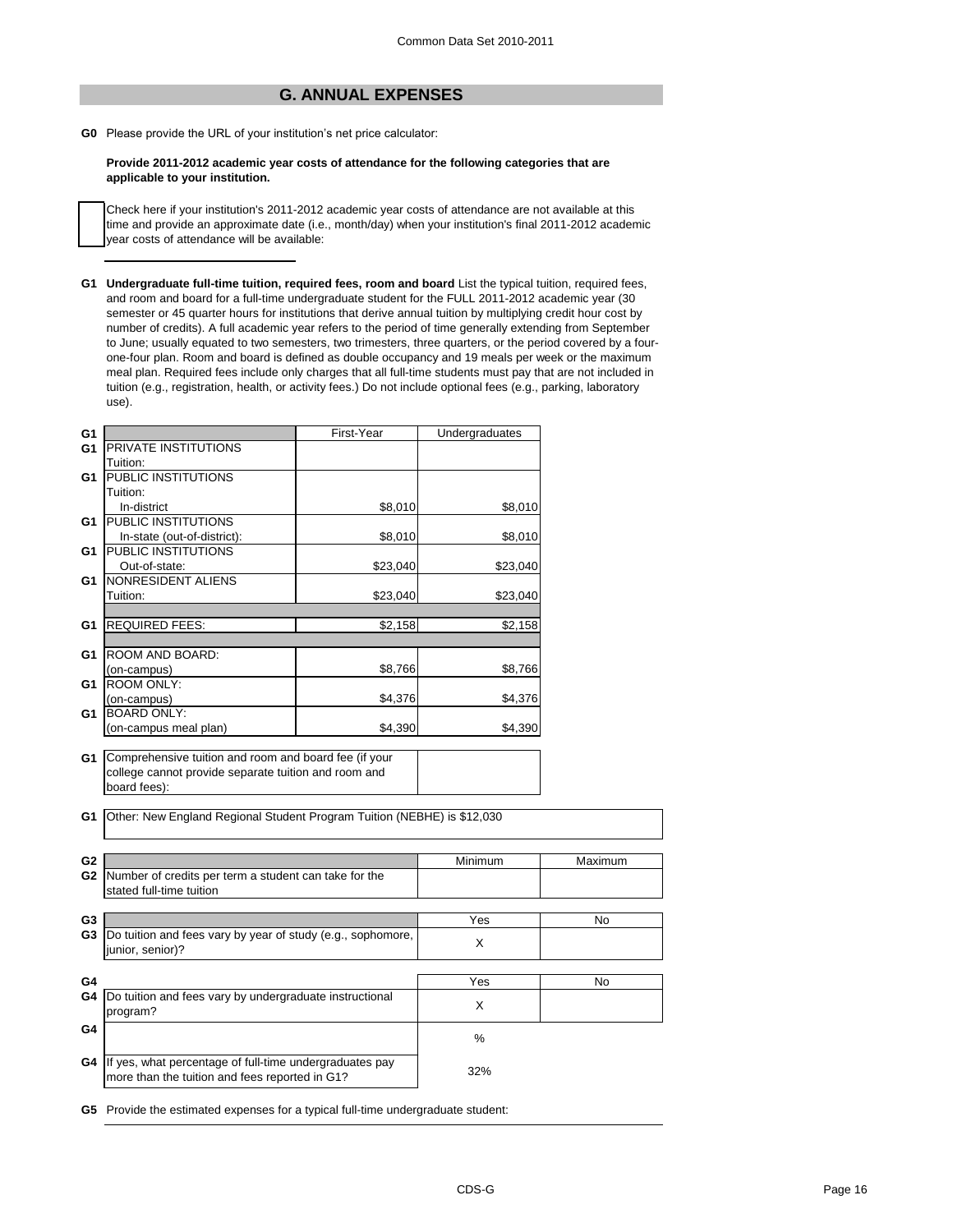## G. ANNUAL EXPENSES

**G0** Please provide the URL of your institution's net price calculator:

**Provide 2011-2012 academic year costs of attendance for the following categories that are applicable to your institution.**

☐ Check here if your institution's 2011-2012 academic year costs of attendance are not available at this time and provide an approximate date (i.e., month/day) when your institution's final 2011-2012 academic year costs of attendance will be available:

**G1 Undergraduate full-time tuition, required fees, room and board** List the typical tuition, required fees, and room and board for a full-time undergraduate student for the FULL 2011-2012 academic year (30 semester or 45 quarter hours for institutions that derive annual tuition by multiplying credit hour cost by number of credits). A full academic year refers to the period of time generally extending from September to June; usually equated to two semesters, two trimesters, three quarters, or the period covered by a four-one-four plan. Room and board is defined as double occupancy and 19 meals per week or the maximum meal plan. Required fees include only charges that all full-time students must pay that are not included in tuition (e.g., registration, health, or activity fees.) Do not include optional fees (e.g., parking, laboratory use).

| | | First-Year | Undergraduates |
|---|---|---|---|
| G1 | PRIVATE INSTITUTIONS Tuition: | | |
| G1 | PUBLIC INSTITUTIONS Tuition: In-district | $8,010 | $8,010 |
| G1 | PUBLIC INSTITUTIONS In-state (out-of-district): | $8,010 | $8,010 |
| G1 | PUBLIC INSTITUTIONS Out-of-state: | $23,040 | $23,040 |
| G1 | NONRESIDENT ALIENS Tuition: | $23,040 | $23,040 |
| G1 | REQUIRED FEES: | $2,158 | $2,158 |
| G1 | ROOM AND BOARD: (on-campus) | $8,766 | $8,766 |
| G1 | ROOM ONLY: (on-campus) | $4,376 | $4,376 |
| G1 | BOARD ONLY: (on-campus meal plan) | $4,390 | $4,390 |

**G1** Comprehensive tuition and room and board fee (if your college cannot provide separate tuition and room and board fees):

**G1** Other: New England Regional Student Program Tuition (NEBHE) is $12,030

| | | Minimum | Maximum |
|---|---|---|---|
| G2 | Number of credits per term a student can take for the stated full-time tuition | | |

| | | Yes | No |
|---|---|---|---|
| G3 | Do tuition and fees vary by year of study (e.g., sophomore, junior, senior)? | X | |

| | | Yes | No |
|---|---|---|---|
| G4 | Do tuition and fees vary by undergraduate instructional program? | X | |
| G4 | | % | |
| G4 | If yes, what percentage of full-time undergraduates pay more than the tuition and fees reported in G1? | 32% | |

**G5** Provide the estimated expenses for a typical full-time undergraduate student: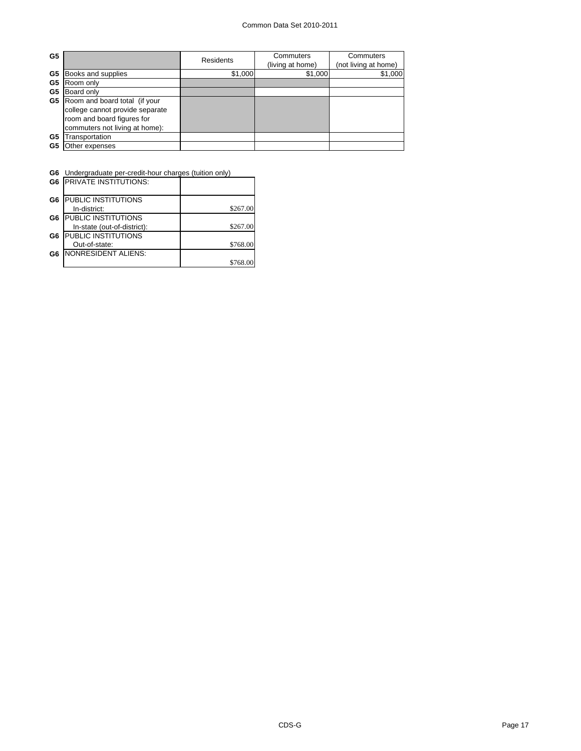| G5 | | Residents | Commuters (living at home) | Commuters (not living at home) |
|---|---|---|---|---|
| G5 | Books and supplies | $1,000 | $1,000 | $1,000 |
| G5 | Room only | | | |
| G5 | Board only | | | |
| G5 | Room and board total (if your college cannot provide separate room and board figures for commuters not living at home): | | | |
| G5 | Transportation | | | |
| G5 | Other expenses | | | |

**G6** Undergraduate per-credit-hour charges (tuition only)

| | | |
|---|---|---|
| G6 | PRIVATE INSTITUTIONS: | |
| G6 | PUBLIC INSTITUTIONS In-district: | $267.00 |
| G6 | PUBLIC INSTITUTIONS In-state (out-of-district): | $267.00 |
| G6 | PUBLIC INSTITUTIONS Out-of-state: | $768.00 |
| G6 | NONRESIDENT ALIENS: | $768.00 |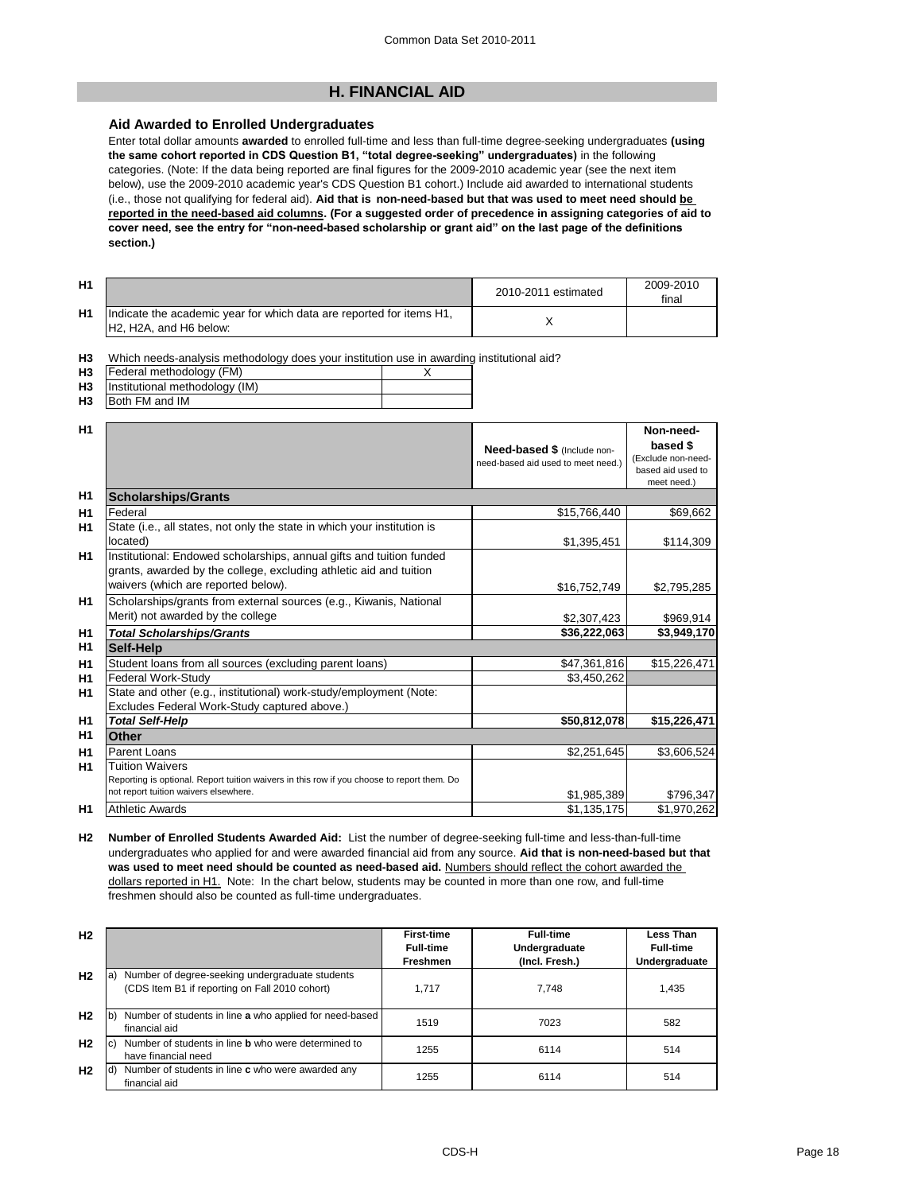## H. FINANCIAL AID

### Aid Awarded to Enrolled Undergraduates

Enter total dollar amounts **awarded** to enrolled full-time and less than full-time degree-seeking undergraduates **(using the same cohort reported in CDS Question B1, "total degree-seeking" undergraduates)** in the following categories. (Note: If the data being reported are final figures for the 2009-2010 academic year (see the next item below), use the 2009-2010 academic year's CDS Question B1 cohort.) Include aid awarded to international students (i.e., those not qualifying for federal aid). **Aid that is non-need-based but that was used to meet need should be reported in the need-based aid columns. (For a suggested order of precedence in assigning categories of aid to cover need, see the entry for "non-need-based scholarship or grant aid" on the last page of the definitions section.)**

| | | 2010-2011 estimated | 2009-2010 final |
|---|---|---|---|
| H1 | Indicate the academic year for which data are reported for items H1, H2, H2A, and H6 below: | X | |

**H3** Which needs-analysis methodology does your institution use in awarding institutional aid?

| | | |
|---|---|---|
| H3 | Federal methodology (FM) | X |
| H3 | Institutional methodology (IM) | |
| H3 | Both FM and IM | |

| | | Need-based $ (Include non-need-based aid used to meet need.) | Non-need-based $ (Exclude non-need-based aid used to meet need.) |
|---|---|---|---|
| H1 | **Scholarships/Grants** | | |
| H1 | Federal | $15,766,440 | $69,662 |
| H1 | State (i.e., all states, not only the state in which your institution is located) | $1,395,451 | $114,309 |
| H1 | Institutional: Endowed scholarships, annual gifts and tuition funded grants, awarded by the college, excluding athletic aid and tuition waivers (which are reported below). | $16,752,749 | $2,795,285 |
| H1 | Scholarships/grants from external sources (e.g., Kiwanis, National Merit) not awarded by the college | $2,307,423 | $969,914 |
| H1 | ***Total Scholarships/Grants*** | **$36,222,063** | **$3,949,170** |
| H1 | **Self-Help** | | |
| H1 | Student loans from all sources (excluding parent loans) | $47,361,816 | $15,226,471 |
| H1 | Federal Work-Study | $3,450,262 | |
| H1 | State and other (e.g., institutional) work-study/employment (Note: Excludes Federal Work-Study captured above.) | | |
| H1 | ***Total Self-Help*** | **$50,812,078** | **$15,226,471** |
| H1 | **Other** | | |
| H1 | Parent Loans | $2,251,645 | $3,606,524 |
| H1 | Tuition Waivers<br>Reporting is optional. Report tuition waivers in this row if you choose to report them. Do not report tuition waivers elsewhere. | $1,985,389 | $796,347 |
| H1 | Athletic Awards | $1,135,175 | $1,970,262 |

**H2 Number of Enrolled Students Awarded Aid:** List the number of degree-seeking full-time and less-than-full-time undergraduates who applied for and were awarded financial aid from any source. **Aid that is non-need-based but that was used to meet need should be counted as need-based aid.** Numbers should reflect the cohort awarded the dollars reported in H1. Note: In the chart below, students may be counted in more than one row, and full-time freshmen should also be counted as full-time undergraduates.

| | | First-time Full-time Freshmen | Full-time Undergraduate (Incl. Fresh.) | Less Than Full-time Undergraduate |
|---|---|---|---|---|
| H2 | a) Number of degree-seeking undergraduate students (CDS Item B1 if reporting on Fall 2010 cohort) | 1,717 | 7,748 | 1,435 |
| H2 | b) Number of students in line **a** who applied for need-based financial aid | 1519 | 7023 | 582 |
| H2 | c) Number of students in line **b** who were determined to have financial need | 1255 | 6114 | 514 |
| H2 | d) Number of students in line **c** who were awarded any financial aid | 1255 | 6114 | 514 |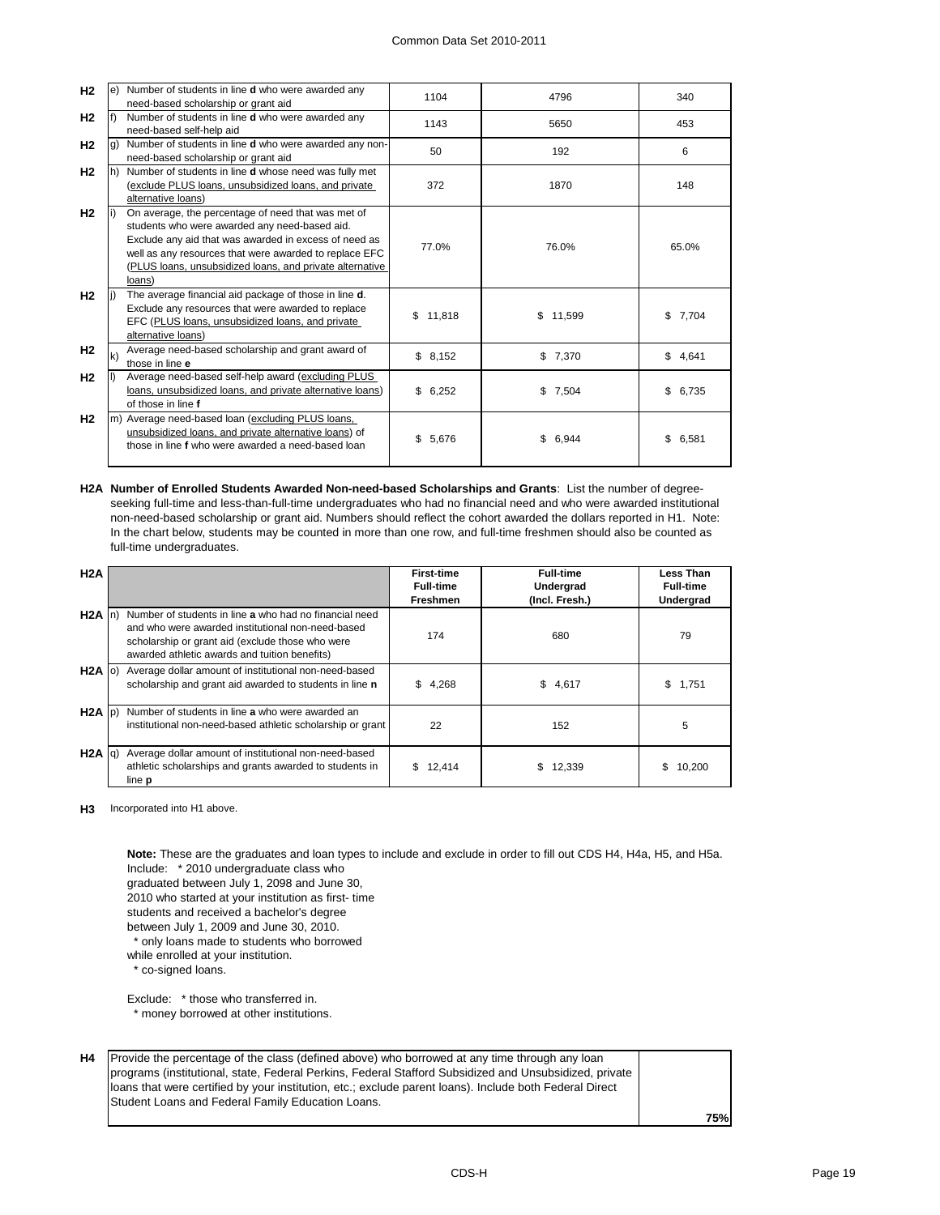| | | | | |
|---|---|---|---|---|
| H2 | e) Number of students in line **d** who were awarded any need-based scholarship or grant aid | 1104 | 4796 | 340 |
| H2 | f) Number of students in line **d** who were awarded any need-based self-help aid | 1143 | 5650 | 453 |
| H2 | g) Number of students in line **d** who were awarded any non-need-based scholarship or grant aid | 50 | 192 | 6 |
| H2 | h) Number of students in line **d** whose need was fully met (exclude PLUS loans, unsubsidized loans, and private alternative loans) | 372 | 1870 | 148 |
| H2 | i) On average, the percentage of need that was met of students who were awarded any need-based aid. Exclude any aid that was awarded in excess of need as well as any resources that were awarded to replace EFC (PLUS loans, unsubsidized loans, and private alternative loans) | 77.0% | 76.0% | 65.0% |
| H2 | j) The average financial aid package of those in line **d**. Exclude any resources that were awarded to replace EFC (PLUS loans, unsubsidized loans, and private alternative loans) | $ 11,818 | $ 11,599 | $ 7,704 |
| H2 | k) Average need-based scholarship and grant award of those in line **e** | $ 8,152 | $ 7,370 | $ 4,641 |
| H2 | l) Average need-based self-help award (excluding PLUS loans, unsubsidized loans, and private alternative loans) of those in line **f** | $ 6,252 | $ 7,504 | $ 6,735 |
| H2 | m) Average need-based loan (excluding PLUS loans, unsubsidized loans, and private alternative loans) of those in line **f** who were awarded a need-based loan | $ 5,676 | $ 6,944 | $ 6,581 |

**H2A Number of Enrolled Students Awarded Non-need-based Scholarships and Grants**: List the number of degree-seeking full-time and less-than-full-time undergraduates who had no financial need and who were awarded institutional non-need-based scholarship or grant aid. Numbers should reflect the cohort awarded the dollars reported in H1. Note: In the chart below, students may be counted in more than one row, and full-time freshmen should also be counted as full-time undergraduates.

| H2A | | First-time Full-time Freshmen | Full-time Undergrad (Incl. Fresh.) | Less Than Full-time Undergrad |
|---|---|---|---|---|
| H2A | n) Number of students in line **a** who had no financial need and who were awarded institutional non-need-based scholarship or grant aid (exclude those who were awarded athletic awards and tuition benefits) | 174 | 680 | 79 |
| H2A | o) Average dollar amount of institutional non-need-based scholarship and grant aid awarded to students in line **n** | $ 4,268 | $ 4,617 | $ 1,751 |
| H2A | p) Number of students in line **a** who were awarded an institutional non-need-based athletic scholarship or grant | 22 | 152 | 5 |
| H2A | q) Average dollar amount of institutional non-need-based athletic scholarships and grants awarded to students in line **p** | $ 12,414 | $ 12,339 | $ 10,200 |

**H3** Incorporated into H1 above.

**Note:** These are the graduates and loan types to include and exclude in order to fill out CDS H4, H4a, H5, and H5a.

Include: * 2010 undergraduate class who graduated between July 1, 2098 and June 30, 2010 who started at your institution as first- time students and received a bachelor's degree between July 1, 2009 and June 30, 2010.
* only loans made to students who borrowed while enrolled at your institution.
* co-signed loans.

Exclude: * those who transferred in.
* money borrowed at other institutions.

| | | |
|---|---|---|
| H4 | Provide the percentage of the class (defined above) who borrowed at any time through any loan programs (institutional, state, Federal Perkins, Federal Stafford Subsidized and Unsubsidized, private loans that were certified by your institution, etc.; exclude parent loans). Include both Federal Direct Student Loans and Federal Family Education Loans. | **75%** |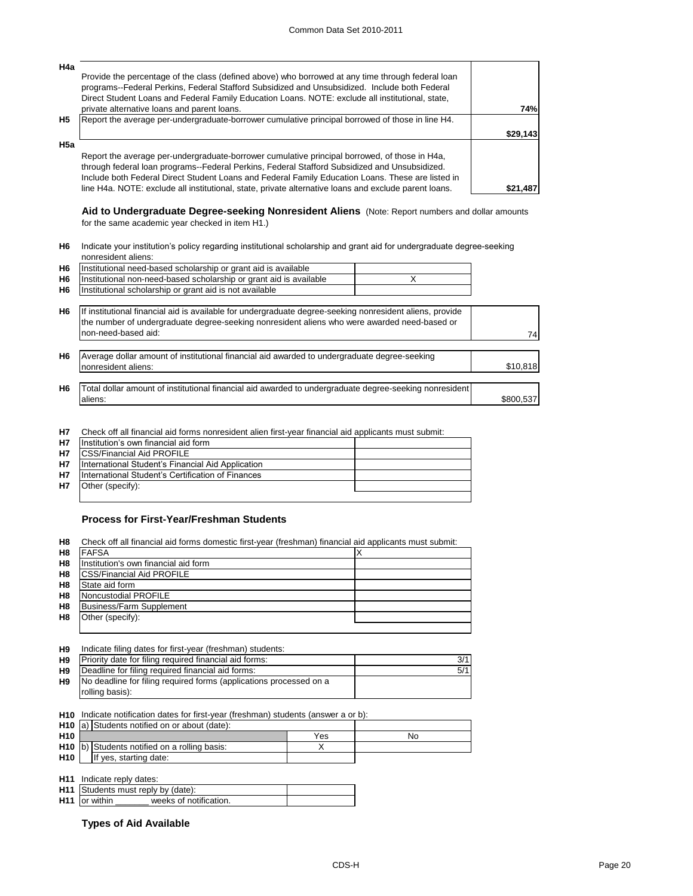| | | |
|---|---|---|
| H4a | Provide the percentage of the class (defined above) who borrowed at any time through federal loan programs--Federal Perkins, Federal Stafford Subsidized and Unsubsidized. Include both Federal Direct Student Loans and Federal Family Education Loans. NOTE: exclude all institutional, state, private alternative loans and parent loans. | **74%** |
| H5 | Report the average per-undergraduate-borrower cumulative principal borrowed of those in line H4. | **$29,143** |
| H5a | Report the average per-undergraduate-borrower cumulative principal borrowed, of those in H4a, through federal loan programs--Federal Perkins, Federal Stafford Subsidized and Unsubsidized. Include both Federal Direct Student Loans and Federal Family Education Loans. These are listed in line H4a. NOTE: exclude all institutional, state, private alternative loans and exclude parent loans. | **$21,487** |

**Aid to Undergraduate Degree-seeking Nonresident Aliens** (Note: Report numbers and dollar amounts for the same academic year checked in item H1.)

H6 Indicate your institution's policy regarding institutional scholarship and grant aid for undergraduate degree-seeking nonresident aliens:

| | | |
|---|---|---|
| H6 | Institutional need-based scholarship or grant aid is available | |
| H6 | Institutional non-need-based scholarship or grant aid is available | X |
| H6 | Institutional scholarship or grant aid is not available | |

| | | |
|---|---|---|
| H6 | If institutional financial aid is available for undergraduate degree-seeking nonresident aliens, provide the number of undergraduate degree-seeking nonresident aliens who were awarded need-based or non-need-based aid: | 74 |
| H6 | Average dollar amount of institutional financial aid awarded to undergraduate degree-seeking nonresident aliens: | $10,818 |
| H6 | Total dollar amount of institutional financial aid awarded to undergraduate degree-seeking nonresident aliens: | $800,537 |

H7 Check off all financial aid forms nonresident alien first-year financial aid applicants must submit:

| | | |
|---|---|---|
| H7 | Institution's own financial aid form | |
| H7 | CSS/Financial Aid PROFILE | |
| H7 | International Student's Financial Aid Application | |
| H7 | International Student's Certification of Finances | |
| H7 | Other (specify): | |

### Process for First-Year/Freshman Students

H8 Check off all financial aid forms domestic first-year (freshman) financial aid applicants must submit:

| | | |
|---|---|---|
| H8 | FAFSA | X |
| H8 | Institution's own financial aid form | |
| H8 | CSS/Financial Aid PROFILE | |
| H8 | State aid form | |
| H8 | Noncustodial PROFILE | |
| H8 | Business/Farm Supplement | |
| H8 | Other (specify): | |

H9 Indicate filing dates for first-year (freshman) students:

| | | |
|---|---|---|
| H9 | Priority date for filing required financial aid forms: | 3/1 |
| H9 | Deadline for filing required financial aid forms: | 5/1 |
| H9 | No deadline for filing required forms (applications processed on a rolling basis): | |

H10 Indicate notification dates for first-year (freshman) students (answer a or b):

| | | | |
|---|---|---|---|
| H10 | a) Students notified on or about (date): | | |
| H10 | | Yes | No |
| H10 | b) Students notified on a rolling basis: | X | |
| H10 | If yes, starting date: | | |

H11 Indicate reply dates:

| | | |
|---|---|---|
| H11 | Students must reply by (date): | |
| H11 | or within _______ weeks of notification. | |

### Types of Aid Available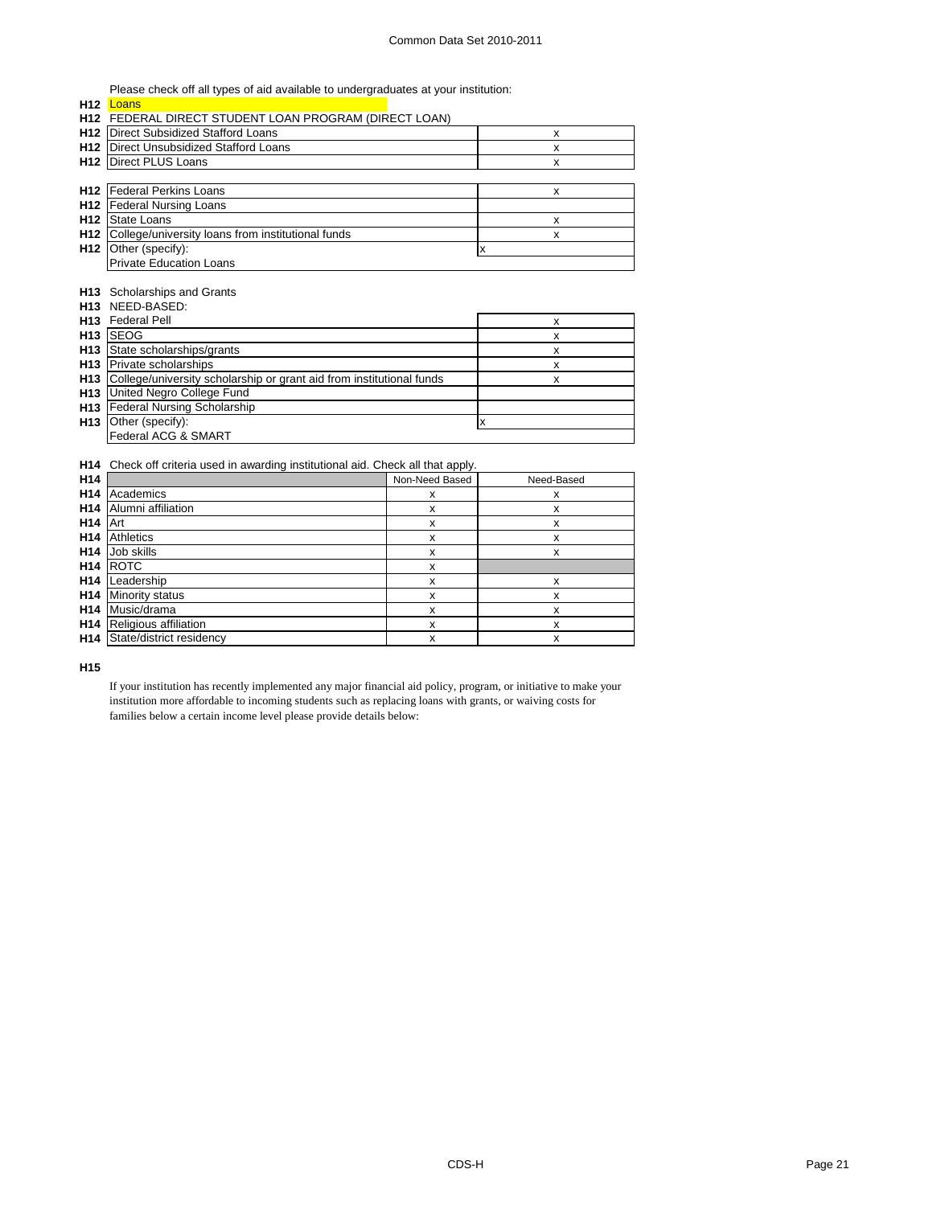Please check off all types of aid available to undergraduates at your institution:

**H12 Loans**

H12 FEDERAL DIRECT STUDENT LOAN PROGRAM (DIRECT LOAN)

| | | |
|---|---|---|
| H12 | Direct Subsidized Stafford Loans | x |
| H12 | Direct Unsubsidized Stafford Loans | x |
| H12 | Direct PLUS Loans | x |

| | | |
|---|---|---|
| H12 | Federal Perkins Loans | x |
| H12 | Federal Nursing Loans | |
| H12 | State Loans | x |
| H12 | College/university loans from institutional funds | x |
| H12 | Other (specify): | x |
| | Private Education Loans | |

H13 Scholarships and Grants

H13 NEED-BASED:

| | | |
|---|---|---|
| H13 | Federal Pell | x |
| H13 | SEOG | x |
| H13 | State scholarships/grants | x |
| H13 | Private scholarships | x |
| H13 | College/university scholarship or grant aid from institutional funds | x |
| H13 | United Negro College Fund | |
| H13 | Federal Nursing Scholarship | |
| H13 | Other (specify): | x |
| | Federal ACG & SMART | |

H14 Check off criteria used in awarding institutional aid. Check all that apply.

| H14 | | Non-Need Based | Need-Based |
|---|---|---|---|
| H14 | Academics | x | x |
| H14 | Alumni affiliation | x | x |
| H14 | Art | x | x |
| H14 | Athletics | x | x |
| H14 | Job skills | x | x |
| H14 | ROTC | x | |
| H14 | Leadership | x | x |
| H14 | Minority status | x | x |
| H14 | Music/drama | x | x |
| H14 | Religious affiliation | x | x |
| H14 | State/district residency | x | x |

**H15**

If your institution has recently implemented any major financial aid policy, program, or initiative to make your institution more affordable to incoming students such as replacing loans with grants, or waiving costs for families below a certain income level please provide details below: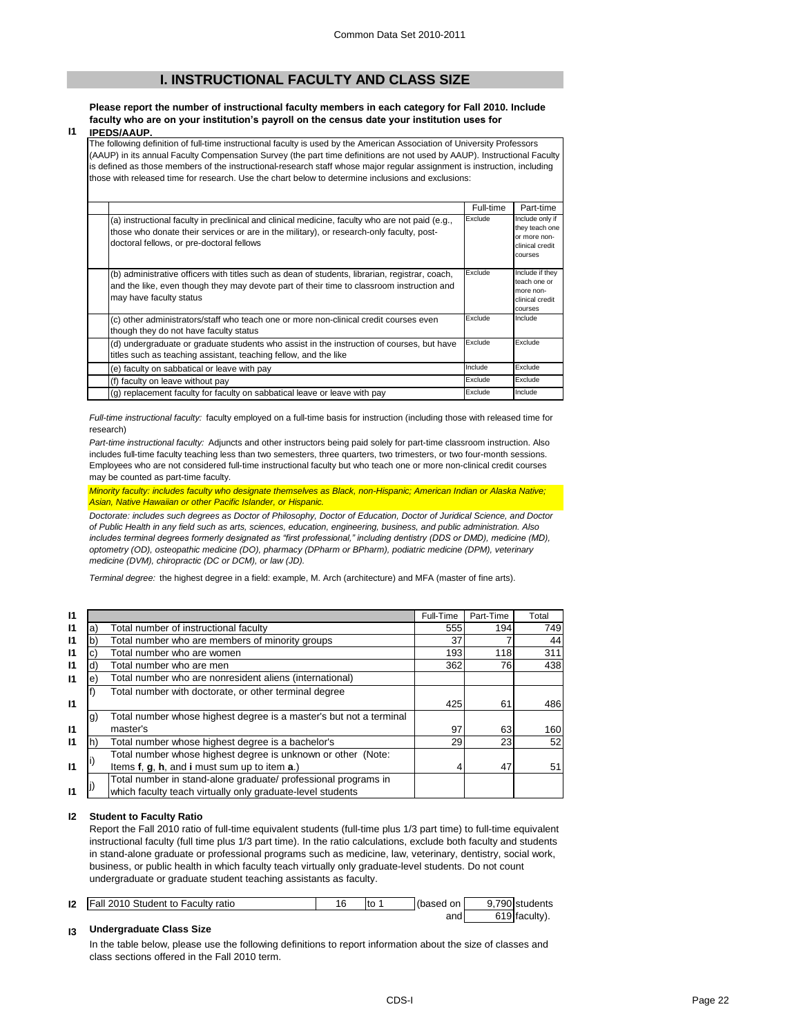## I. INSTRUCTIONAL FACULTY AND CLASS SIZE

**I1** **Please report the number of instructional faculty members in each category for Fall 2010. Include faculty who are on your institution's payroll on the census date your institution uses for IPEDS/AAUP.**

The following definition of full-time instructional faculty is used by the American Association of University Professors (AAUP) in its annual Faculty Compensation Survey (the part time definitions are not used by AAUP). Instructional Faculty is defined as those members of the instructional-research staff whose major regular assignment is instruction, including those with released time for research. Use the chart below to determine inclusions and exclusions:

| | Full-time | Part-time |
|---|---|---|
| (a) instructional faculty in preclinical and clinical medicine, faculty who are not paid (e.g., those who donate their services or are in the military), or research-only faculty, post-doctoral fellows, or pre-doctoral fellows | Exclude | Include only if they teach one or more non-clinical credit courses |
| (b) administrative officers with titles such as dean of students, librarian, registrar, coach, and the like, even though they may devote part of their time to classroom instruction and may have faculty status | Exclude | Include if they teach one or more non-clinical credit courses |
| (c) other administrators/staff who teach one or more non-clinical credit courses even though they do not have faculty status | Exclude | Include |
| (d) undergraduate or graduate students who assist in the instruction of courses, but have titles such as teaching assistant, teaching fellow, and the like | Exclude | Exclude |
| (e) faculty on sabbatical or leave with pay | Include | Exclude |
| (f) faculty on leave without pay | Exclude | Exclude |
| (g) replacement faculty for faculty on sabbatical or leave with pay | Exclude | Include |

*Full-time instructional faculty:* faculty employed on a full-time basis for instruction (including those with released time for research)

*Part-time instructional faculty:* Adjuncts and other instructors being paid solely for part-time classroom instruction. Also includes full-time faculty teaching less than two semesters, three quarters, two trimesters, or two four-month sessions. Employees who are not considered full-time instructional faculty but who teach one or more non-clinical credit courses may be counted as part-time faculty.

*Minority faculty: includes faculty who designate themselves as Black, non-Hispanic; American Indian or Alaska Native; Asian, Native Hawaiian or other Pacific Islander, or Hispanic.*

*Doctorate: includes such degrees as Doctor of Philosophy, Doctor of Education, Doctor of Juridical Science, and Doctor of Public Health in any field such as arts, sciences, education, engineering, business, and public administration. Also includes terminal degrees formerly designated as "first professional," including dentistry (DDS or DMD), medicine (MD), optometry (OD), osteopathic medicine (DO), pharmacy (DPharm or BPharm), podiatric medicine (DPM), veterinary medicine (DVM), chiropractic (DC or DCM), or law (JD).*

*Terminal degree:* the highest degree in a field: example, M. Arch (architecture) and MFA (master of fine arts).

| | | | Full-Time | Part-Time | Total |
|---|---|---|---|---|---|
| I1 | a) | Total number of instructional faculty | 555 | 194 | 749 |
| I1 | b) | Total number who are members of minority groups | 37 | 7 | 44 |
| I1 | c) | Total number who are women | 193 | 118 | 311 |
| I1 | d) | Total number who are men | 362 | 76 | 438 |
| I1 | e) | Total number who are nonresident aliens (international) | | | |
| I1 | f) | Total number with doctorate, or other terminal degree | 425 | 61 | 486 |
| I1 | g) | Total number whose highest degree is a master's but not a terminal master's | 97 | 63 | 160 |
| I1 | h) | Total number whose highest degree is a bachelor's | 29 | 23 | 52 |
| I1 | i) | Total number whose highest degree is unknown or other (Note: Items **f**, **g**, **h**, and **i** must sum up to item **a**.) | 4 | 47 | 51 |
| I1 | j) | Total number in stand-alone graduate/ professional programs in which faculty teach virtually only graduate-level students | | | |

**I2** **Student to Faculty Ratio**

Report the Fall 2010 ratio of full-time equivalent students (full-time plus 1/3 part time) to full-time equivalent instructional faculty (full time plus 1/3 part time). In the ratio calculations, exclude both faculty and students in stand-alone graduate or professional programs such as medicine, law, veterinary, dentistry, social work, business, or public health in which faculty teach virtually only graduate-level students. Do not count undergraduate or graduate student teaching assistants as faculty.

| I2 | Fall 2010 Student to Faculty ratio | 16 | to 1 | (based on | 9,790 | students |
|---|---|---|---|---|---|---|
| | | | | and | 619 | faculty). |

**I3** **Undergraduate Class Size**

In the table below, please use the following definitions to report information about the size of classes and class sections offered in the Fall 2010 term.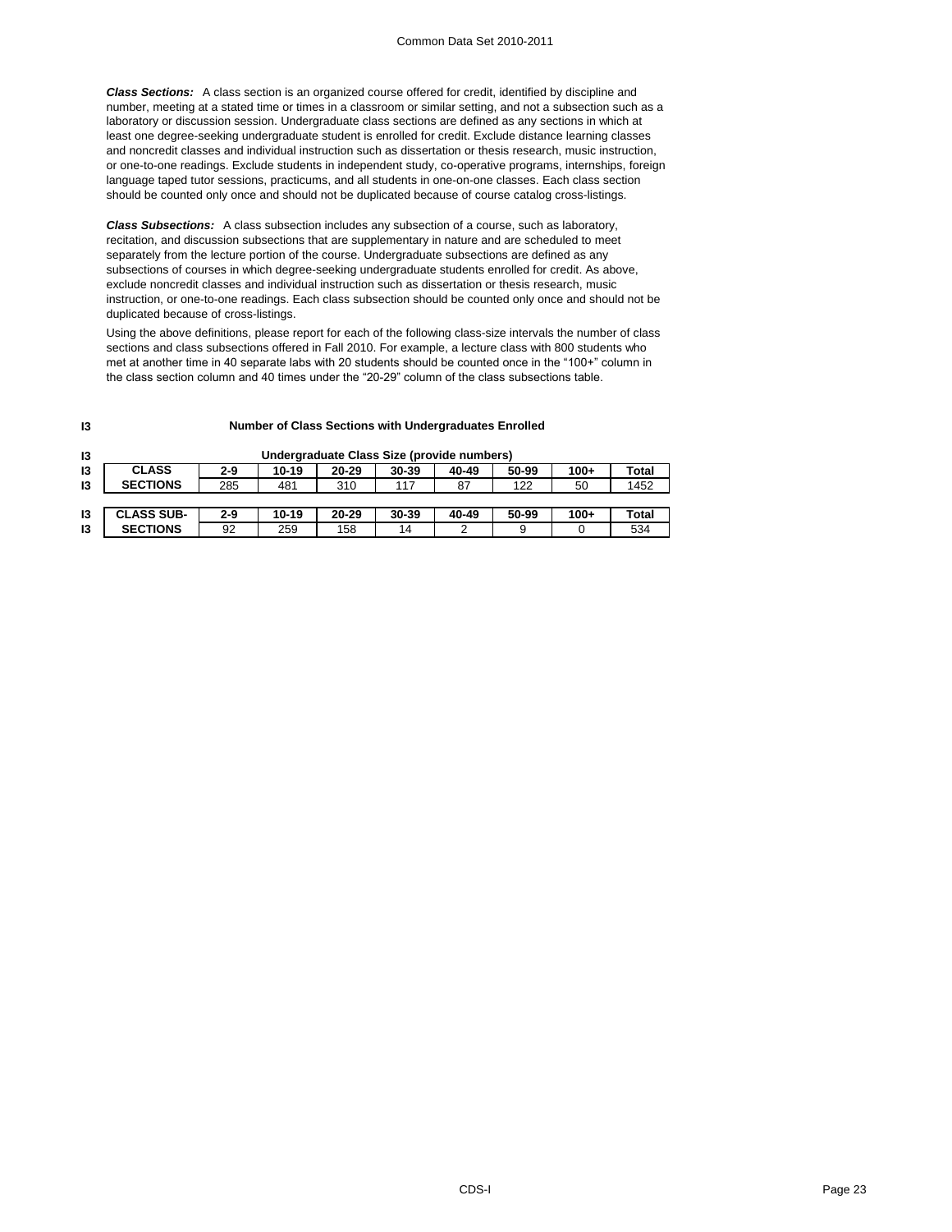***Class Sections:*** A class section is an organized course offered for credit, identified by discipline and number, meeting at a stated time or times in a classroom or similar setting, and not a subsection such as a laboratory or discussion session. Undergraduate class sections are defined as any sections in which at least one degree-seeking undergraduate student is enrolled for credit. Exclude distance learning classes and noncredit classes and individual instruction such as dissertation or thesis research, music instruction, or one-to-one readings. Exclude students in independent study, co-operative programs, internships, foreign language taped tutor sessions, practicums, and all students in one-on-one classes. Each class section should be counted only once and should not be duplicated because of course catalog cross-listings.

***Class Subsections:*** A class subsection includes any subsection of a course, such as laboratory, recitation, and discussion subsections that are supplementary in nature and are scheduled to meet separately from the lecture portion of the course. Undergraduate subsections are defined as any subsections of courses in which degree-seeking undergraduate students enrolled for credit. As above, exclude noncredit classes and individual instruction such as dissertation or thesis research, music instruction, or one-to-one readings. Each class subsection should be counted only once and should not be duplicated because of cross-listings.

Using the above definitions, please report for each of the following class-size intervals the number of class sections and class subsections offered in Fall 2010. For example, a lecture class with 800 students who met at another time in 40 separate labs with 20 students should be counted once in the "100+" column in the class section column and 40 times under the "20-29" column of the class subsections table.

**I3 Number of Class Sections with Undergraduates Enrolled**

**Undergraduate Class Size (provide numbers)**

| | CLASS SECTIONS | 2-9 | 10-19 | 20-29 | 30-39 | 40-49 | 50-99 | 100+ | Total |
|---|---|---|---|---|---|---|---|---|---|
| I3 | CLASS SECTIONS | 285 | 481 | 310 | 117 | 87 | 122 | 50 | 1452 |

| | CLASS SUB-SECTIONS | 2-9 | 10-19 | 20-29 | 30-39 | 40-49 | 50-99 | 100+ | Total |
|---|---|---|---|---|---|---|---|---|---|
| I3 | CLASS SUB-SECTIONS | 92 | 259 | 158 | 14 | 2 | 9 | 0 | 534 |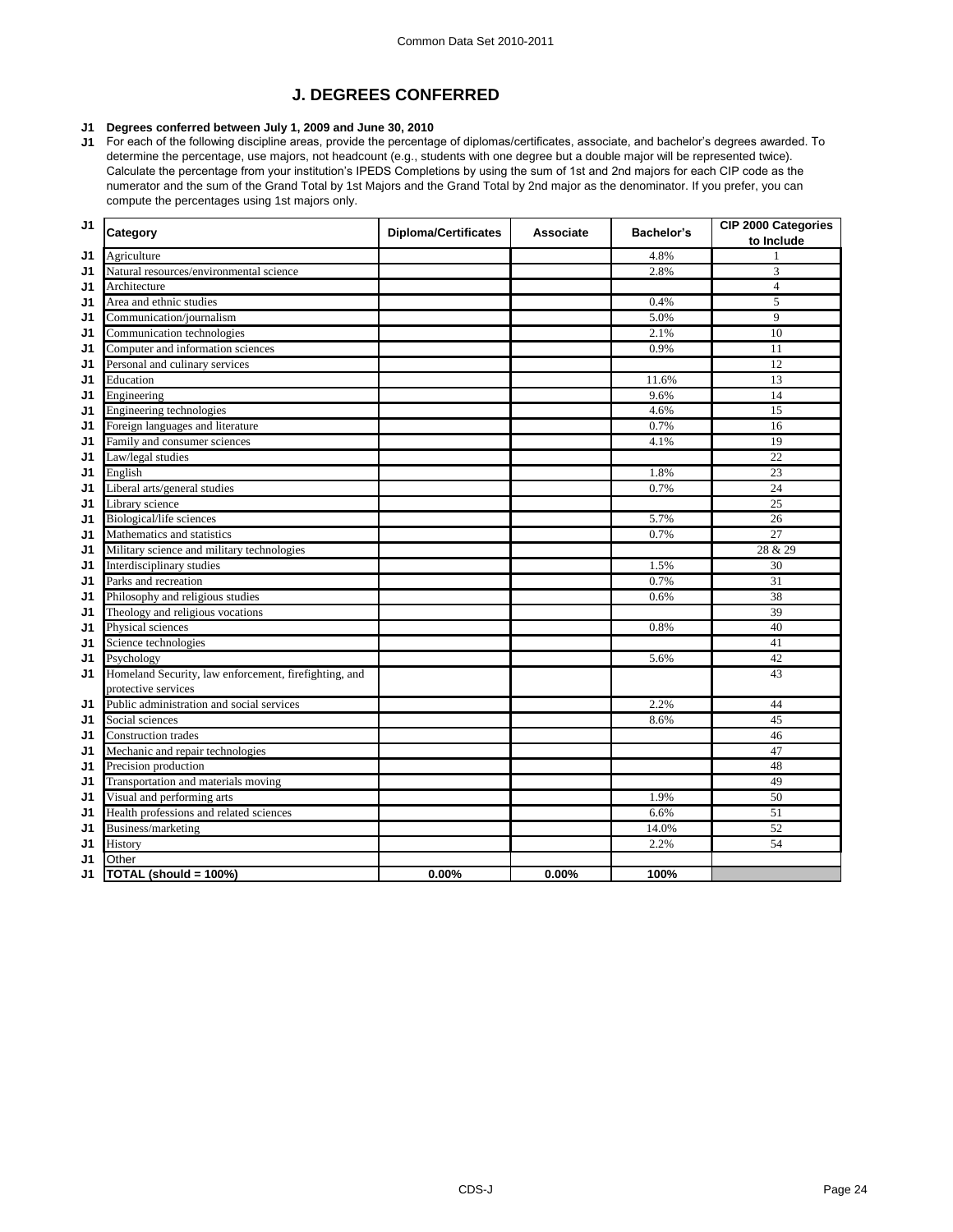## J. DEGREES CONFERRED

**J1 Degrees conferred between July 1, 2009 and June 30, 2010**

J1 For each of the following discipline areas, provide the percentage of diplomas/certificates, associate, and bachelor's degrees awarded. To determine the percentage, use majors, not headcount (e.g., students with one degree but a double major will be represented twice). Calculate the percentage from your institution's IPEDS Completions by using the sum of 1st and 2nd majors for each CIP code as the numerator and the sum of the Grand Total by 1st Majors and the Grand Total by 2nd major as the denominator. If you prefer, you can compute the percentages using 1st majors only.

| | Category | Diploma/Certificates | Associate | Bachelor's | CIP 2000 Categories to Include |
|---|---|---|---|---|---|
| J1 | Agriculture | | | 4.8% | 1 |
| J1 | Natural resources/environmental science | | | 2.8% | 3 |
| J1 | Architecture | | | | 4 |
| J1 | Area and ethnic studies | | | 0.4% | 5 |
| J1 | Communication/journalism | | | 5.0% | 9 |
| J1 | Communication technologies | | | 2.1% | 10 |
| J1 | Computer and information sciences | | | 0.9% | 11 |
| J1 | Personal and culinary services | | | | 12 |
| J1 | Education | | | 11.6% | 13 |
| J1 | Engineering | | | 9.6% | 14 |
| J1 | Engineering technologies | | | 4.6% | 15 |
| J1 | Foreign languages and literature | | | 0.7% | 16 |
| J1 | Family and consumer sciences | | | 4.1% | 19 |
| J1 | Law/legal studies | | | | 22 |
| J1 | English | | | 1.8% | 23 |
| J1 | Liberal arts/general studies | | | 0.7% | 24 |
| J1 | Library science | | | | 25 |
| J1 | Biological/life sciences | | | 5.7% | 26 |
| J1 | Mathematics and statistics | | | 0.7% | 27 |
| J1 | Military science and military technologies | | | | 28 & 29 |
| J1 | Interdisciplinary studies | | | 1.5% | 30 |
| J1 | Parks and recreation | | | 0.7% | 31 |
| J1 | Philosophy and religious studies | | | 0.6% | 38 |
| J1 | Theology and religious vocations | | | | 39 |
| J1 | Physical sciences | | | 0.8% | 40 |
| J1 | Science technologies | | | | 41 |
| J1 | Psychology | | | 5.6% | 42 |
| J1 | Homeland Security, law enforcement, firefighting, and protective services | | | | 43 |
| J1 | Public administration and social services | | | 2.2% | 44 |
| J1 | Social sciences | | | 8.6% | 45 |
| J1 | Construction trades | | | | 46 |
| J1 | Mechanic and repair technologies | | | | 47 |
| J1 | Precision production | | | | 48 |
| J1 | Transportation and materials moving | | | | 49 |
| J1 | Visual and performing arts | | | 1.9% | 50 |
| J1 | Health professions and related sciences | | | 6.6% | 51 |
| J1 | Business/marketing | | | 14.0% | 52 |
| J1 | History | | | 2.2% | 54 |
| J1 | Other | | | | |
| J1 | **TOTAL (should = 100%)** | **0.00%** | **0.00%** | **100%** | |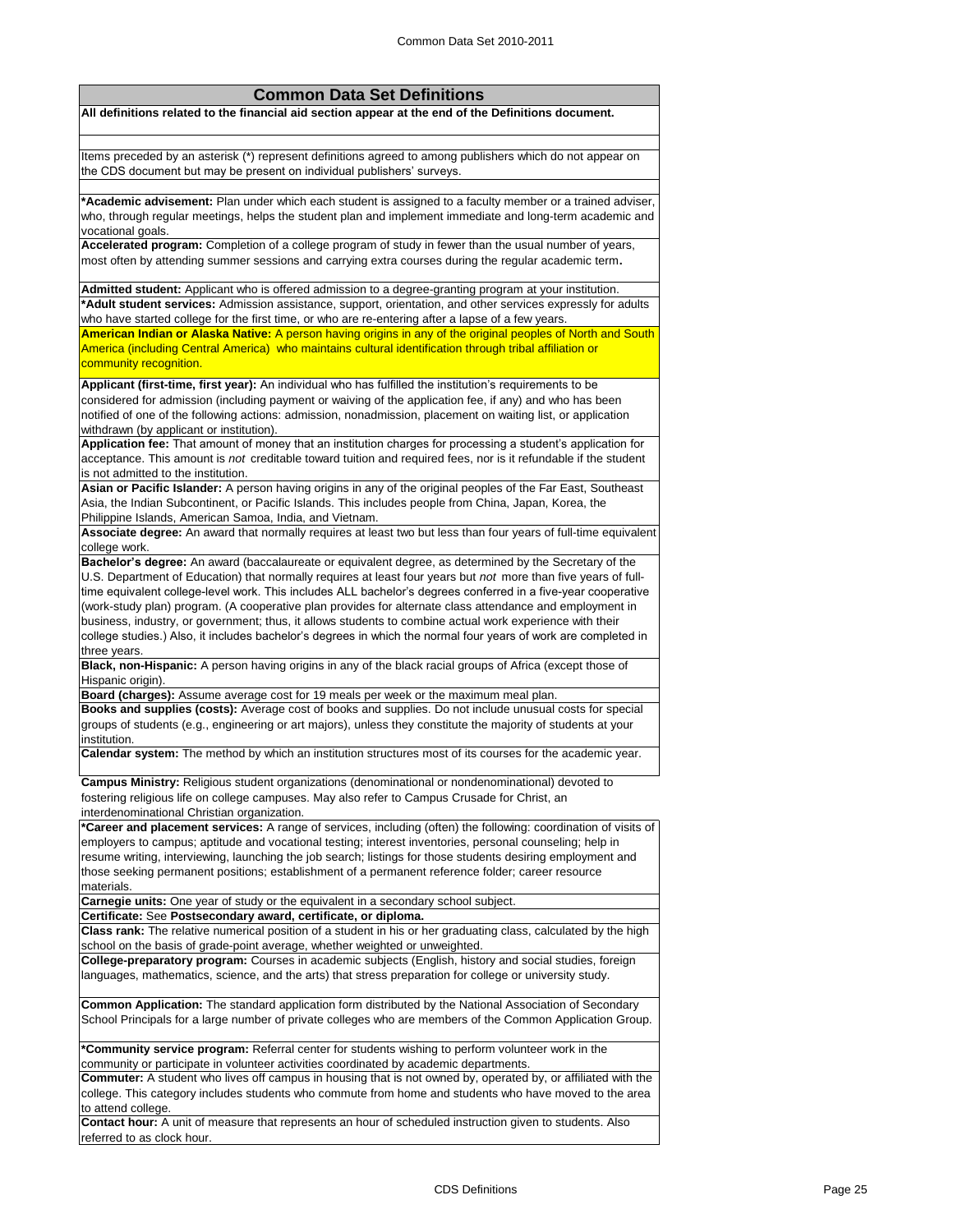## Common Data Set Definitions

**All definitions related to the financial aid section appear at the end of the Definitions document.**

Items preceded by an asterisk (*) represent definitions agreed to among publishers which do not appear on the CDS document but may be present on individual publishers' surveys.

***Academic advisement:** Plan under which each student is assigned to a faculty member or a trained adviser, who, through regular meetings, helps the student plan and implement immediate and long-term academic and vocational goals.

**Accelerated program:** Completion of a college program of study in fewer than the usual number of years, most often by attending summer sessions and carrying extra courses during the regular academic term**.**

**Admitted student:** Applicant who is offered admission to a degree-granting program at your institution.

***Adult student services:** Admission assistance, support, orientation, and other services expressly for adults who have started college for the first time, or who are re-entering after a lapse of a few years.

**American Indian or Alaska Native:** A person having origins in any of the original peoples of North and South America (including Central America) who maintains cultural identification through tribal affiliation or community recognition.

**Applicant (first-time, first year):** An individual who has fulfilled the institution's requirements to be considered for admission (including payment or waiving of the application fee, if any) and who has been notified of one of the following actions: admission, nonadmission, placement on waiting list, or application withdrawn (by applicant or institution).

**Application fee:** That amount of money that an institution charges for processing a student's application for acceptance. This amount is *not* creditable toward tuition and required fees, nor is it refundable if the student is not admitted to the institution.

**Asian or Pacific Islander:** A person having origins in any of the original peoples of the Far East, Southeast Asia, the Indian Subcontinent, or Pacific Islands. This includes people from China, Japan, Korea, the Philippine Islands, American Samoa, India, and Vietnam.

**Associate degree:** An award that normally requires at least two but less than four years of full-time equivalent college work.

**Bachelor's degree:** An award (baccalaureate or equivalent degree, as determined by the Secretary of the U.S. Department of Education) that normally requires at least four years but *not* more than five years of full-time equivalent college-level work. This includes ALL bachelor's degrees conferred in a five-year cooperative (work-study plan) program. (A cooperative plan provides for alternate class attendance and employment in business, industry, or government; thus, it allows students to combine actual work experience with their college studies.) Also, it includes bachelor's degrees in which the normal four years of work are completed in three years.

**Black, non-Hispanic:** A person having origins in any of the black racial groups of Africa (except those of Hispanic origin).

**Board (charges):** Assume average cost for 19 meals per week or the maximum meal plan.

**Books and supplies (costs):** Average cost of books and supplies. Do not include unusual costs for special groups of students (e.g., engineering or art majors), unless they constitute the majority of students at your institution.

**Calendar system:** The method by which an institution structures most of its courses for the academic year.

**Campus Ministry:** Religious student organizations (denominational or nondenominational) devoted to fostering religious life on college campuses. May also refer to Campus Crusade for Christ, an interdenominational Christian organization.

***Career and placement services:** A range of services, including (often) the following: coordination of visits of employers to campus; aptitude and vocational testing; interest inventories, personal counseling; help in resume writing, interviewing, launching the job search; listings for those students desiring employment and those seeking permanent positions; establishment of a permanent reference folder; career resource materials.

**Carnegie units:** One year of study or the equivalent in a secondary school subject.

**Certificate:** See **Postsecondary award, certificate, or diploma.**

**Class rank:** The relative numerical position of a student in his or her graduating class, calculated by the high school on the basis of grade-point average, whether weighted or unweighted.

**College-preparatory program:** Courses in academic subjects (English, history and social studies, foreign languages, mathematics, science, and the arts) that stress preparation for college or university study.

**Common Application:** The standard application form distributed by the National Association of Secondary School Principals for a large number of private colleges who are members of the Common Application Group.

***Community service program:** Referral center for students wishing to perform volunteer work in the community or participate in volunteer activities coordinated by academic departments.

**Commuter:** A student who lives off campus in housing that is not owned by, operated by, or affiliated with the college. This category includes students who commute from home and students who have moved to the area to attend college.

**Contact hour:** A unit of measure that represents an hour of scheduled instruction given to students. Also referred to as clock hour.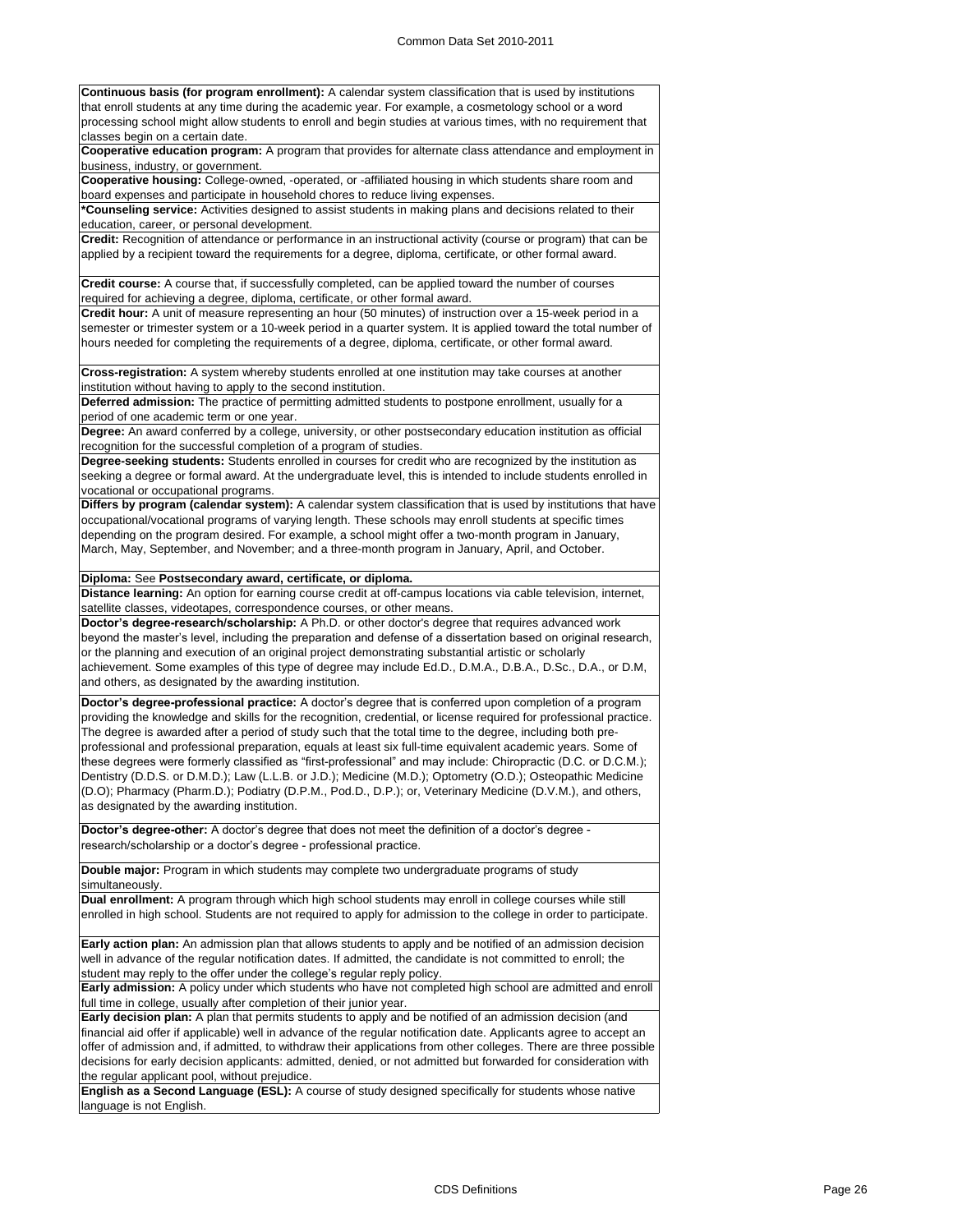**Continuous basis (for program enrollment):** A calendar system classification that is used by institutions that enroll students at any time during the academic year. For example, a cosmetology school or a word processing school might allow students to enroll and begin studies at various times, with no requirement that classes begin on a certain date.

**Cooperative education program:** A program that provides for alternate class attendance and employment in business, industry, or government.

**Cooperative housing:** College-owned, -operated, or -affiliated housing in which students share room and board expenses and participate in household chores to reduce living expenses.

***Counseling service:** Activities designed to assist students in making plans and decisions related to their education, career, or personal development.

**Credit:** Recognition of attendance or performance in an instructional activity (course or program) that can be applied by a recipient toward the requirements for a degree, diploma, certificate, or other formal award.

**Credit course:** A course that, if successfully completed, can be applied toward the number of courses required for achieving a degree, diploma, certificate, or other formal award.

**Credit hour:** A unit of measure representing an hour (50 minutes) of instruction over a 15-week period in a semester or trimester system or a 10-week period in a quarter system. It is applied toward the total number of hours needed for completing the requirements of a degree, diploma, certificate, or other formal award.

**Cross-registration:** A system whereby students enrolled at one institution may take courses at another institution without having to apply to the second institution.

**Deferred admission:** The practice of permitting admitted students to postpone enrollment, usually for a period of one academic term or one year.

**Degree:** An award conferred by a college, university, or other postsecondary education institution as official recognition for the successful completion of a program of studies.

**Degree-seeking students:** Students enrolled in courses for credit who are recognized by the institution as seeking a degree or formal award. At the undergraduate level, this is intended to include students enrolled in vocational or occupational programs.

**Differs by program (calendar system):** A calendar system classification that is used by institutions that have occupational/vocational programs of varying length. These schools may enroll students at specific times depending on the program desired. For example, a school might offer a two-month program in January, March, May, September, and November; and a three-month program in January, April, and October.

**Diploma:** See **Postsecondary award, certificate, or diploma.**

**Distance learning:** An option for earning course credit at off-campus locations via cable television, internet, satellite classes, videotapes, correspondence courses, or other means.

**Doctor's degree-research/scholarship:** A Ph.D. or other doctor's degree that requires advanced work beyond the master's level, including the preparation and defense of a dissertation based on original research, or the planning and execution of an original project demonstrating substantial artistic or scholarly achievement. Some examples of this type of degree may include Ed.D., D.M.A., D.B.A., D.Sc., D.A., or D.M, and others, as designated by the awarding institution.

**Doctor's degree-professional practice:** A doctor's degree that is conferred upon completion of a program providing the knowledge and skills for the recognition, credential, or license required for professional practice. The degree is awarded after a period of study such that the total time to the degree, including both pre-professional and professional preparation, equals at least six full-time equivalent academic years. Some of these degrees were formerly classified as "first-professional" and may include: Chiropractic (D.C. or D.C.M.); Dentistry (D.D.S. or D.M.D.); Law (L.L.B. or J.D.); Medicine (M.D.); Optometry (O.D.); Osteopathic Medicine (D.O); Pharmacy (Pharm.D.); Podiatry (D.P.M., Pod.D., D.P.); or, Veterinary Medicine (D.V.M.), and others, as designated by the awarding institution.

**Doctor's degree-other:** A doctor's degree that does not meet the definition of a doctor's degree - research/scholarship or a doctor's degree - professional practice.

**Double major:** Program in which students may complete two undergraduate programs of study simultaneously.

**Dual enrollment:** A program through which high school students may enroll in college courses while still enrolled in high school. Students are not required to apply for admission to the college in order to participate.

**Early action plan:** An admission plan that allows students to apply and be notified of an admission decision well in advance of the regular notification dates. If admitted, the candidate is not committed to enroll; the student may reply to the offer under the college's regular reply policy.

**Early admission:** A policy under which students who have not completed high school are admitted and enroll full time in college, usually after completion of their junior year.

**Early decision plan:** A plan that permits students to apply and be notified of an admission decision (and financial aid offer if applicable) well in advance of the regular notification date. Applicants agree to accept an offer of admission and, if admitted, to withdraw their applications from other colleges. There are three possible decisions for early decision applicants: admitted, denied, or not admitted but forwarded for consideration with the regular applicant pool, without prejudice.

**English as a Second Language (ESL):** A course of study designed specifically for students whose native language is not English.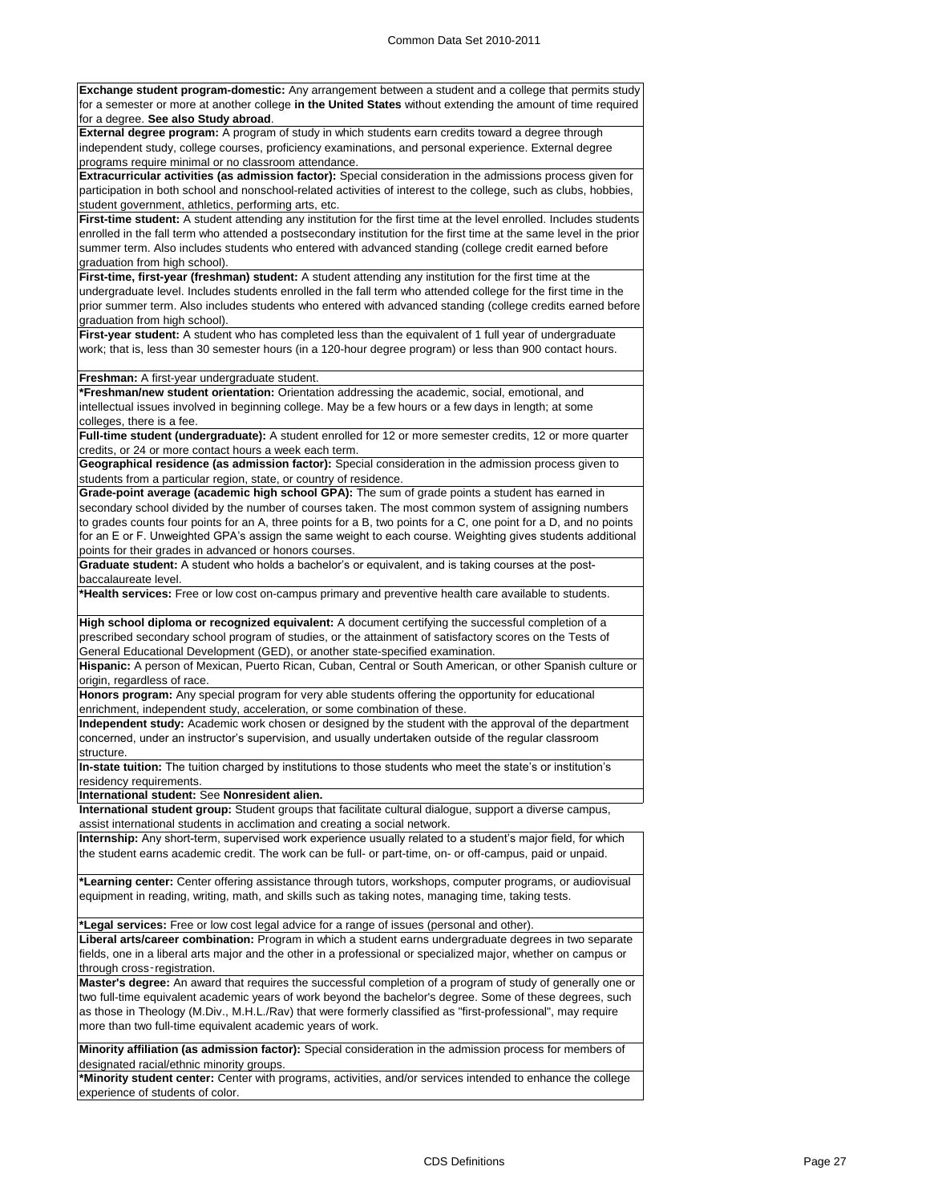**Exchange student program-domestic:** Any arrangement between a student and a college that permits study for a semester or more at another college **in the United States** without extending the amount of time required for a degree. **See also Study abroad**.

**External degree program:** A program of study in which students earn credits toward a degree through independent study, college courses, proficiency examinations, and personal experience. External degree programs require minimal or no classroom attendance.

**Extracurricular activities (as admission factor):** Special consideration in the admissions process given for participation in both school and nonschool-related activities of interest to the college, such as clubs, hobbies, student government, athletics, performing arts, etc.

**First-time student:** A student attending any institution for the first time at the level enrolled. Includes students enrolled in the fall term who attended a postsecondary institution for the first time at the same level in the prior summer term. Also includes students who entered with advanced standing (college credit earned before graduation from high school).

**First-time, first-year (freshman) student:** A student attending any institution for the first time at the undergraduate level. Includes students enrolled in the fall term who attended college for the first time in the prior summer term. Also includes students who entered with advanced standing (college credits earned before graduation from high school).

**First-year student:** A student who has completed less than the equivalent of 1 full year of undergraduate work; that is, less than 30 semester hours (in a 120-hour degree program) or less than 900 contact hours.

**Freshman:** A first-year undergraduate student.

**\*Freshman/new student orientation:** Orientation addressing the academic, social, emotional, and intellectual issues involved in beginning college. May be a few hours or a few days in length; at some colleges, there is a fee.

**Full-time student (undergraduate):** A student enrolled for 12 or more semester credits, 12 or more quarter credits, or 24 or more contact hours a week each term.

**Geographical residence (as admission factor):** Special consideration in the admission process given to students from a particular region, state, or country of residence.

**Grade-point average (academic high school GPA):** The sum of grade points a student has earned in secondary school divided by the number of courses taken. The most common system of assigning numbers to grades counts four points for an A, three points for a B, two points for a C, one point for a D, and no points for an E or F. Unweighted GPA's assign the same weight to each course. Weighting gives students additional points for their grades in advanced or honors courses.

**Graduate student:** A student who holds a bachelor's or equivalent, and is taking courses at the post-baccalaureate level.

**\*Health services:** Free or low cost on-campus primary and preventive health care available to students.

**High school diploma or recognized equivalent:** A document certifying the successful completion of a prescribed secondary school program of studies, or the attainment of satisfactory scores on the Tests of General Educational Development (GED), or another state-specified examination.

**Hispanic:** A person of Mexican, Puerto Rican, Cuban, Central or South American, or other Spanish culture or origin, regardless of race.

**Honors program:** Any special program for very able students offering the opportunity for educational enrichment, independent study, acceleration, or some combination of these.

**Independent study:** Academic work chosen or designed by the student with the approval of the department concerned, under an instructor's supervision, and usually undertaken outside of the regular classroom structure.

**In-state tuition:** The tuition charged by institutions to those students who meet the state's or institution's residency requirements.

**International student:** See **Nonresident alien.**

**International student group:** Student groups that facilitate cultural dialogue, support a diverse campus, assist international students in acclimation and creating a social network.

**Internship:** Any short-term, supervised work experience usually related to a student's major field, for which the student earns academic credit. The work can be full- or part-time, on- or off-campus, paid or unpaid.

**\*Learning center:** Center offering assistance through tutors, workshops, computer programs, or audiovisual equipment in reading, writing, math, and skills such as taking notes, managing time, taking tests.

**\*Legal services:** Free or low cost legal advice for a range of issues (personal and other).

**Liberal arts/career combination:** Program in which a student earns undergraduate degrees in two separate fields, one in a liberal arts major and the other in a professional or specialized major, whether on campus or through cross-registration.

**Master's degree:** An award that requires the successful completion of a program of study of generally one or two full-time equivalent academic years of work beyond the bachelor's degree. Some of these degrees, such as those in Theology (M.Div., M.H.L./Rav) that were formerly classified as "first-professional", may require more than two full-time equivalent academic years of work.

**Minority affiliation (as admission factor):** Special consideration in the admission process for members of designated racial/ethnic minority groups.

**\*Minority student center:** Center with programs, activities, and/or services intended to enhance the college experience of students of color.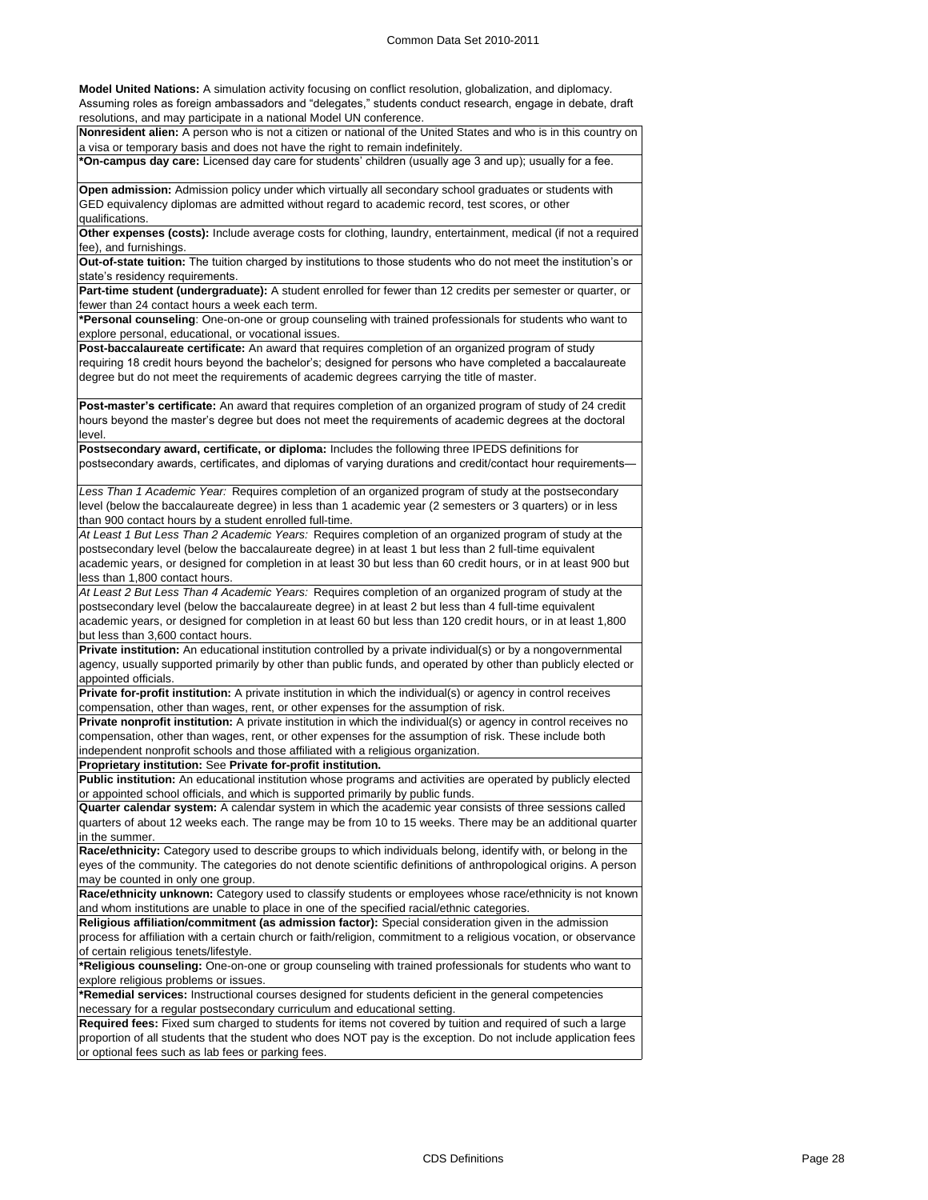**Model United Nations:** A simulation activity focusing on conflict resolution, globalization, and diplomacy. Assuming roles as foreign ambassadors and "delegates," students conduct research, engage in debate, draft resolutions, and may participate in a national Model UN conference.

**Nonresident alien:** A person who is not a citizen or national of the United States and who is in this country on a visa or temporary basis and does not have the right to remain indefinitely.

***On-campus day care:** Licensed day care for students' children (usually age 3 and up); usually for a fee.

**Open admission:** Admission policy under which virtually all secondary school graduates or students with GED equivalency diplomas are admitted without regard to academic record, test scores, or other qualifications.

**Other expenses (costs):** Include average costs for clothing, laundry, entertainment, medical (if not a required fee), and furnishings.

**Out-of-state tuition:** The tuition charged by institutions to those students who do not meet the institution's or state's residency requirements.

**Part-time student (undergraduate):** A student enrolled for fewer than 12 credits per semester or quarter, or fewer than 24 contact hours a week each term.

***Personal counseling**: One-on-one or group counseling with trained professionals for students who want to explore personal, educational, or vocational issues.

**Post-baccalaureate certificate:** An award that requires completion of an organized program of study requiring 18 credit hours beyond the bachelor's; designed for persons who have completed a baccalaureate degree but do not meet the requirements of academic degrees carrying the title of master.

**Post-master's certificate:** An award that requires completion of an organized program of study of 24 credit hours beyond the master's degree but does not meet the requirements of academic degrees at the doctoral level.

**Postsecondary award, certificate, or diploma:** Includes the following three IPEDS definitions for postsecondary awards, certificates, and diplomas of varying durations and credit/contact hour requirements—

*Less Than 1 Academic Year:* Requires completion of an organized program of study at the postsecondary level (below the baccalaureate degree) in less than 1 academic year (2 semesters or 3 quarters) or in less than 900 contact hours by a student enrolled full-time.

*At Least 1 But Less Than 2 Academic Years:* Requires completion of an organized program of study at the postsecondary level (below the baccalaureate degree) in at least 1 but less than 2 full-time equivalent academic years, or designed for completion in at least 30 but less than 60 credit hours, or in at least 900 but less than 1,800 contact hours.

*At Least 2 But Less Than 4 Academic Years:* Requires completion of an organized program of study at the postsecondary level (below the baccalaureate degree) in at least 2 but less than 4 full-time equivalent academic years, or designed for completion in at least 60 but less than 120 credit hours, or in at least 1,800 but less than 3,600 contact hours.

**Private institution:** An educational institution controlled by a private individual(s) or by a nongovernmental agency, usually supported primarily by other than public funds, and operated by other than publicly elected or appointed officials.

**Private for-profit institution:** A private institution in which the individual(s) or agency in control receives compensation, other than wages, rent, or other expenses for the assumption of risk.

**Private nonprofit institution:** A private institution in which the individual(s) or agency in control receives no compensation, other than wages, rent, or other expenses for the assumption of risk. These include both independent nonprofit schools and those affiliated with a religious organization.

**Proprietary institution:** See **Private for-profit institution.**

**Public institution:** An educational institution whose programs and activities are operated by publicly elected or appointed school officials, and which is supported primarily by public funds.

**Quarter calendar system:** A calendar system in which the academic year consists of three sessions called quarters of about 12 weeks each. The range may be from 10 to 15 weeks. There may be an additional quarter in the summer.

**Race/ethnicity:** Category used to describe groups to which individuals belong, identify with, or belong in the eyes of the community. The categories do not denote scientific definitions of anthropological origins. A person may be counted in only one group.

**Race/ethnicity unknown:** Category used to classify students or employees whose race/ethnicity is not known and whom institutions are unable to place in one of the specified racial/ethnic categories.

**Religious affiliation/commitment (as admission factor):** Special consideration given in the admission process for affiliation with a certain church or faith/religion, commitment to a religious vocation, or observance of certain religious tenets/lifestyle.

***Religious counseling:** One-on-one or group counseling with trained professionals for students who want to explore religious problems or issues.

***Remedial services:** Instructional courses designed for students deficient in the general competencies necessary for a regular postsecondary curriculum and educational setting.

**Required fees:** Fixed sum charged to students for items not covered by tuition and required of such a large proportion of all students that the student who does NOT pay is the exception. Do not include application fees or optional fees such as lab fees or parking fees.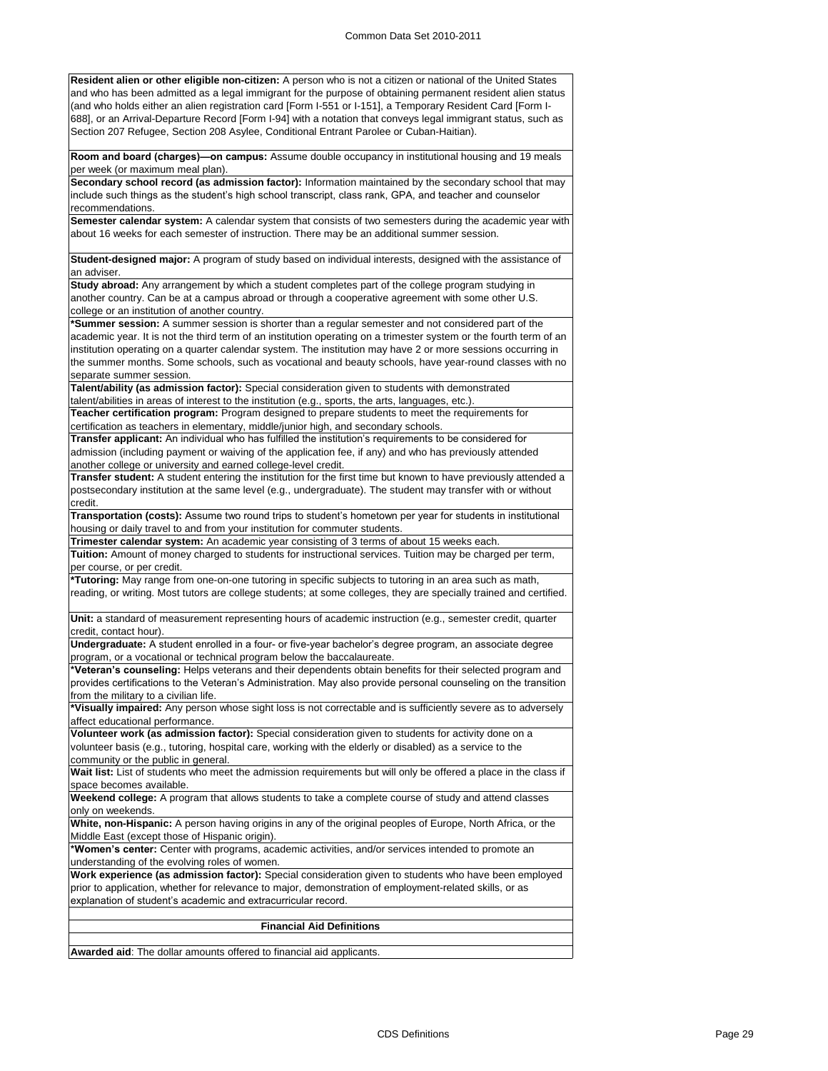**Resident alien or other eligible non-citizen:** A person who is not a citizen or national of the United States and who has been admitted as a legal immigrant for the purpose of obtaining permanent resident alien status (and who holds either an alien registration card [Form I-551 or I-151], a Temporary Resident Card [Form I-688], or an Arrival-Departure Record [Form I-94] with a notation that conveys legal immigrant status, such as Section 207 Refugee, Section 208 Asylee, Conditional Entrant Parolee or Cuban-Haitian).

**Room and board (charges)—on campus:** Assume double occupancy in institutional housing and 19 meals per week (or maximum meal plan).

**Secondary school record (as admission factor):** Information maintained by the secondary school that may include such things as the student's high school transcript, class rank, GPA, and teacher and counselor recommendations.

**Semester calendar system:** A calendar system that consists of two semesters during the academic year with about 16 weeks for each semester of instruction. There may be an additional summer session.

**Student-designed major:** A program of study based on individual interests, designed with the assistance of an adviser.

**Study abroad:** Any arrangement by which a student completes part of the college program studying in another country. Can be at a campus abroad or through a cooperative agreement with some other U.S. college or an institution of another country.

***Summer session:** A summer session is shorter than a regular semester and not considered part of the academic year. It is not the third term of an institution operating on a trimester system or the fourth term of an institution operating on a quarter calendar system. The institution may have 2 or more sessions occurring in the summer months. Some schools, such as vocational and beauty schools, have year-round classes with no separate summer session.

**Talent/ability (as admission factor):** Special consideration given to students with demonstrated talent/abilities in areas of interest to the institution (e.g., sports, the arts, languages, etc.).

**Teacher certification program:** Program designed to prepare students to meet the requirements for certification as teachers in elementary, middle/junior high, and secondary schools.

**Transfer applicant:** An individual who has fulfilled the institution's requirements to be considered for admission (including payment or waiving of the application fee, if any) and who has previously attended another college or university and earned college-level credit.

**Transfer student:** A student entering the institution for the first time but known to have previously attended a postsecondary institution at the same level (e.g., undergraduate). The student may transfer with or without credit.

**Transportation (costs):** Assume two round trips to student's hometown per year for students in institutional housing or daily travel to and from your institution for commuter students.

**Trimester calendar system:** An academic year consisting of 3 terms of about 15 weeks each.

**Tuition:** Amount of money charged to students for instructional services. Tuition may be charged per term, per course, or per credit.

***Tutoring:** May range from one-on-one tutoring in specific subjects to tutoring in an area such as math, reading, or writing. Most tutors are college students; at some colleges, they are specially trained and certified.

**Unit:** a standard of measurement representing hours of academic instruction (e.g., semester credit, quarter credit, contact hour).

**Undergraduate:** A student enrolled in a four- or five-year bachelor's degree program, an associate degree program, or a vocational or technical program below the baccalaureate.

***Veteran's counseling:** Helps veterans and their dependents obtain benefits for their selected program and provides certifications to the Veteran's Administration. May also provide personal counseling on the transition from the military to a civilian life.

***Visually impaired:** Any person whose sight loss is not correctable and is sufficiently severe as to adversely affect educational performance.

**Volunteer work (as admission factor):** Special consideration given to students for activity done on a volunteer basis (e.g., tutoring, hospital care, working with the elderly or disabled) as a service to the community or the public in general.

**Wait list:** List of students who meet the admission requirements but will only be offered a place in the class if space becomes available.

**Weekend college:** A program that allows students to take a complete course of study and attend classes only on weekends.

**White, non-Hispanic:** A person having origins in any of the original peoples of Europe, North Africa, or the Middle East (except those of Hispanic origin).

***Women's center:** Center with programs, academic activities, and/or services intended to promote an understanding of the evolving roles of women.

**Work experience (as admission factor):** Special consideration given to students who have been employed prior to application, whether for relevance to major, demonstration of employment-related skills, or as explanation of student's academic and extracurricular record.

## Financial Aid Definitions

**Awarded aid**: The dollar amounts offered to financial aid applicants.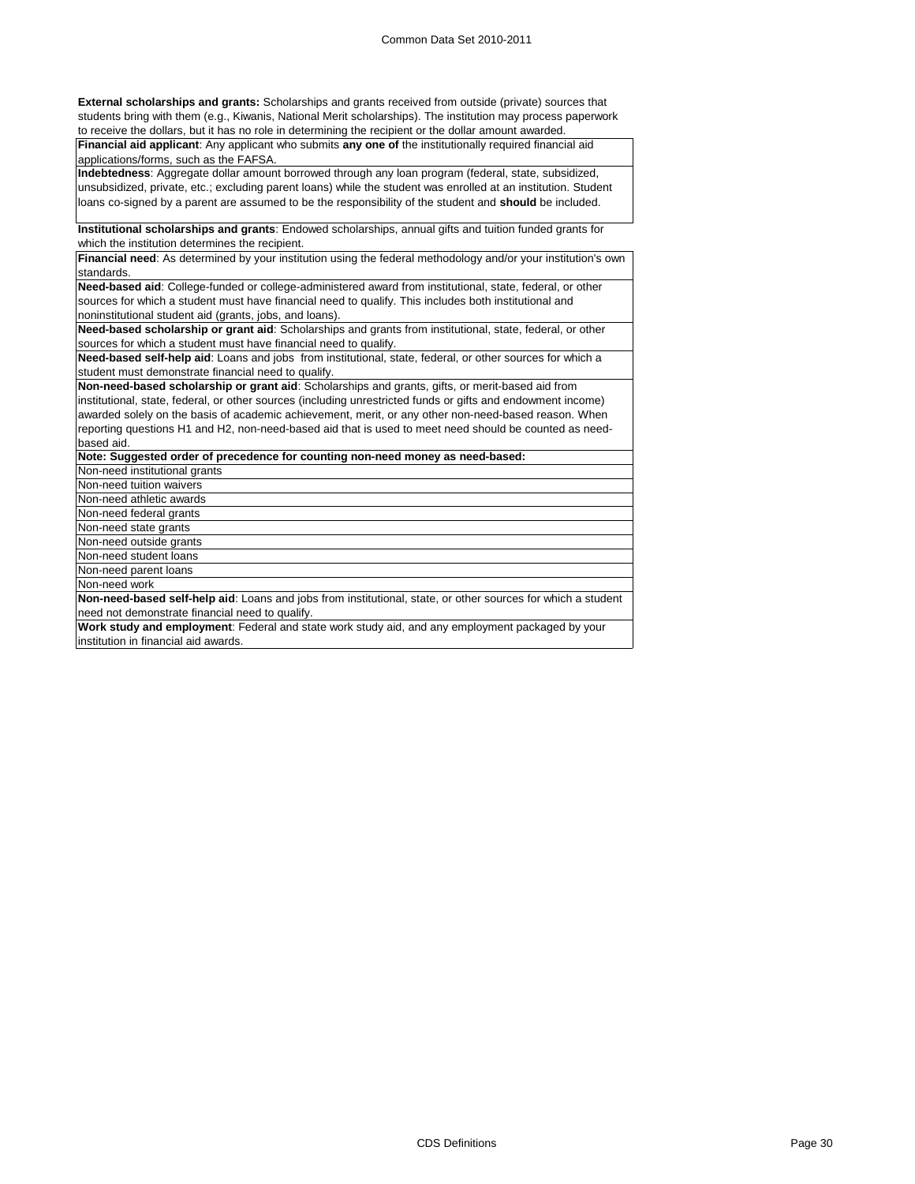**External scholarships and grants:** Scholarships and grants received from outside (private) sources that students bring with them (e.g., Kiwanis, National Merit scholarships). The institution may process paperwork to receive the dollars, but it has no role in determining the recipient or the dollar amount awarded.

**Financial aid applicant**: Any applicant who submits **any one of** the institutionally required financial aid applications/forms, such as the FAFSA.

**Indebtedness**: Aggregate dollar amount borrowed through any loan program (federal, state, subsidized, unsubsidized, private, etc.; excluding parent loans) while the student was enrolled at an institution. Student loans co-signed by a parent are assumed to be the responsibility of the student and **should** be included.

**Institutional scholarships and grants**: Endowed scholarships, annual gifts and tuition funded grants for which the institution determines the recipient.

**Financial need**: As determined by your institution using the federal methodology and/or your institution's own standards.

**Need-based aid**: College-funded or college-administered award from institutional, state, federal, or other sources for which a student must have financial need to qualify. This includes both institutional and noninstitutional student aid (grants, jobs, and loans).

**Need-based scholarship or grant aid**: Scholarships and grants from institutional, state, federal, or other sources for which a student must have financial need to qualify.

**Need-based self-help aid**: Loans and jobs from institutional, state, federal, or other sources for which a student must demonstrate financial need to qualify.

**Non-need-based scholarship or grant aid**: Scholarships and grants, gifts, or merit-based aid from institutional, state, federal, or other sources (including unrestricted funds or gifts and endowment income) awarded solely on the basis of academic achievement, merit, or any other non-need-based reason. When reporting questions H1 and H2, non-need-based aid that is used to meet need should be counted as need-based aid.

**Note: Suggested order of precedence for counting non-need money as need-based:**

- Non-need institutional grants
- Non-need tuition waivers
- Non-need athletic awards
- Non-need federal grants
- Non-need state grants
- Non-need outside grants
- Non-need student loans
- Non-need parent loans
- Non-need work

**Non-need-based self-help aid**: Loans and jobs from institutional, state, or other sources for which a student need not demonstrate financial need to qualify.

**Work study and employment**: Federal and state work study aid, and any employment packaged by your institution in financial aid awards.